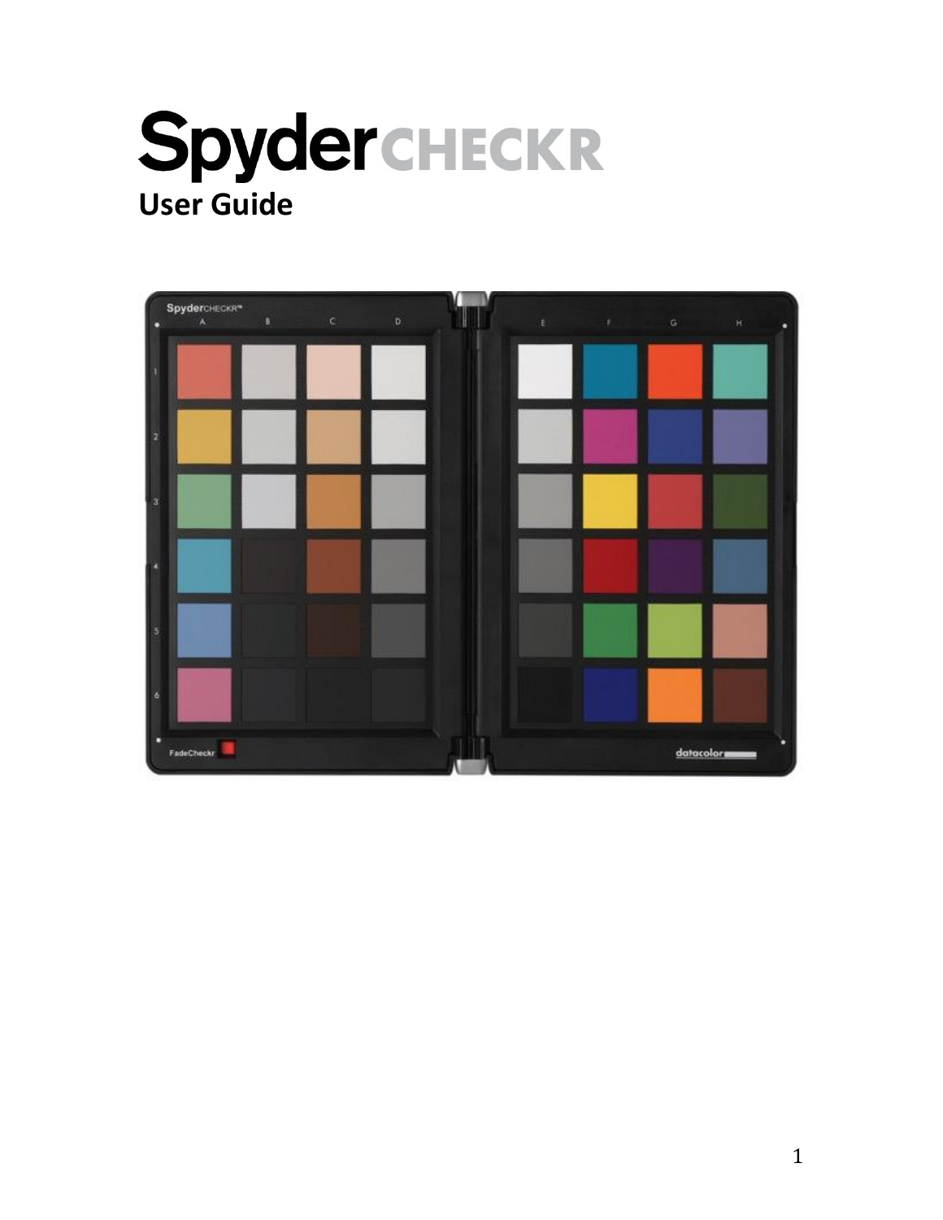# SpyderCHECKR
## User Guide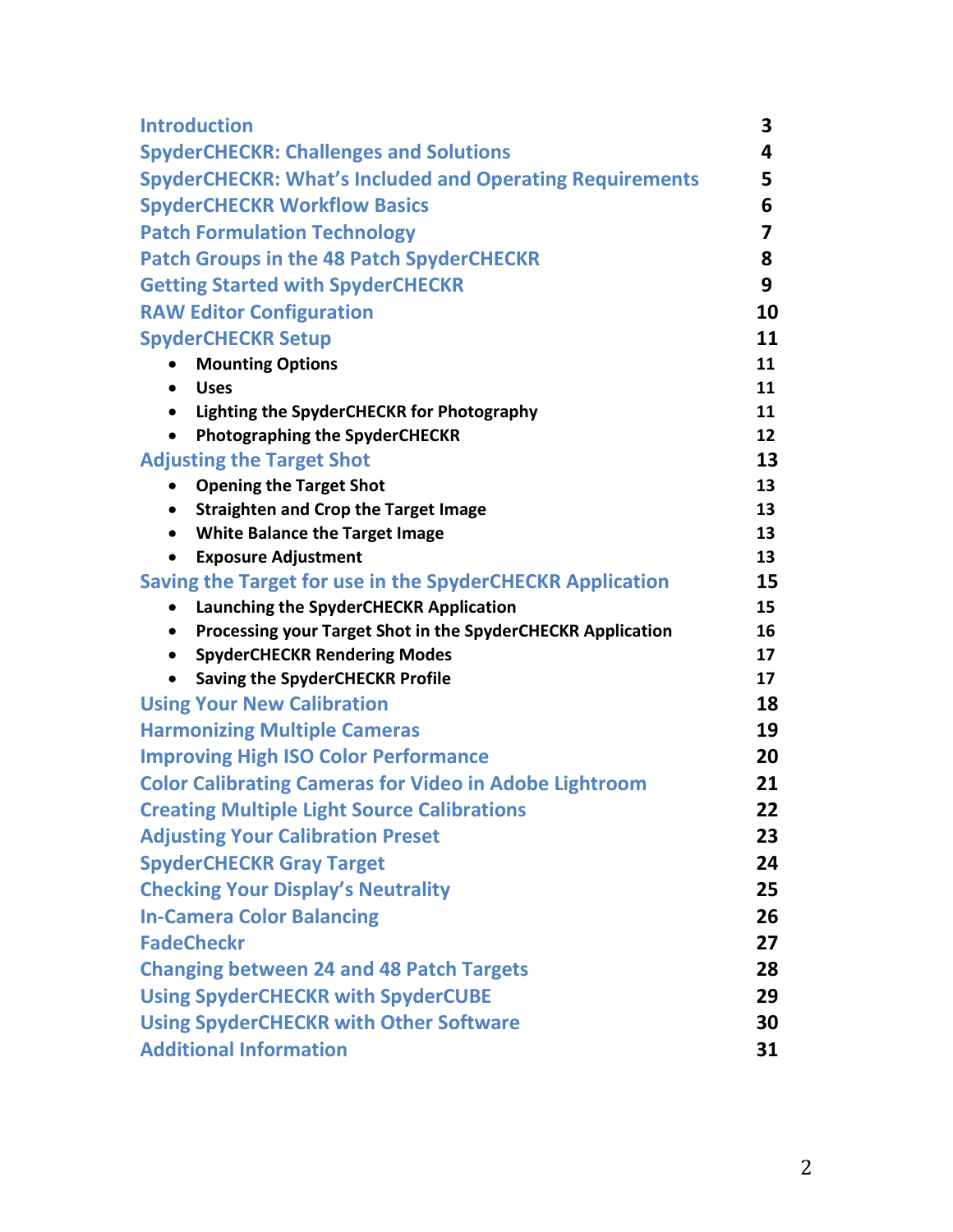| | |
|---|---|
| Introduction | 3 |
| SpyderCHECKR: Challenges and Solutions | 4 |
| SpyderCHECKR: What's Included and Operating Requirements | 5 |
| SpyderCHECKR Workflow Basics | 6 |
| Patch Formulation Technology | 7 |
| Patch Groups in the 48 Patch SpyderCHECKR | 8 |
| Getting Started with SpyderCHECKR | 9 |
| RAW Editor Configuration | 10 |
| SpyderCHECKR Setup | 11 |
| • Mounting Options | 11 |
| • Uses | 11 |
| • Lighting the SpyderCHECKR for Photography | 11 |
| • Photographing the SpyderCHECKR | 12 |
| Adjusting the Target Shot | 13 |
| • Opening the Target Shot | 13 |
| • Straighten and Crop the Target Image | 13 |
| • White Balance the Target Image | 13 |
| • Exposure Adjustment | 13 |
| Saving the Target for use in the SpyderCHECKR Application | 15 |
| • Launching the SpyderCHECKR Application | 15 |
| • Processing your Target Shot in the SpyderCHECKR Application | 16 |
| • SpyderCHECKR Rendering Modes | 17 |
| • Saving the SpyderCHECKR Profile | 17 |
| Using Your New Calibration | 18 |
| Harmonizing Multiple Cameras | 19 |
| Improving High ISO Color Performance | 20 |
| Color Calibrating Cameras for Video in Adobe Lightroom | 21 |
| Creating Multiple Light Source Calibrations | 22 |
| Adjusting Your Calibration Preset | 23 |
| SpyderCHECKR Gray Target | 24 |
| Checking Your Display's Neutrality | 25 |
| In-Camera Color Balancing | 26 |
| FadeCheckr | 27 |
| Changing between 24 and 48 Patch Targets | 28 |
| Using SpyderCHECKR with SpyderCUBE | 29 |
| Using SpyderCHECKR with Other Software | 30 |
| Additional Information | 31 |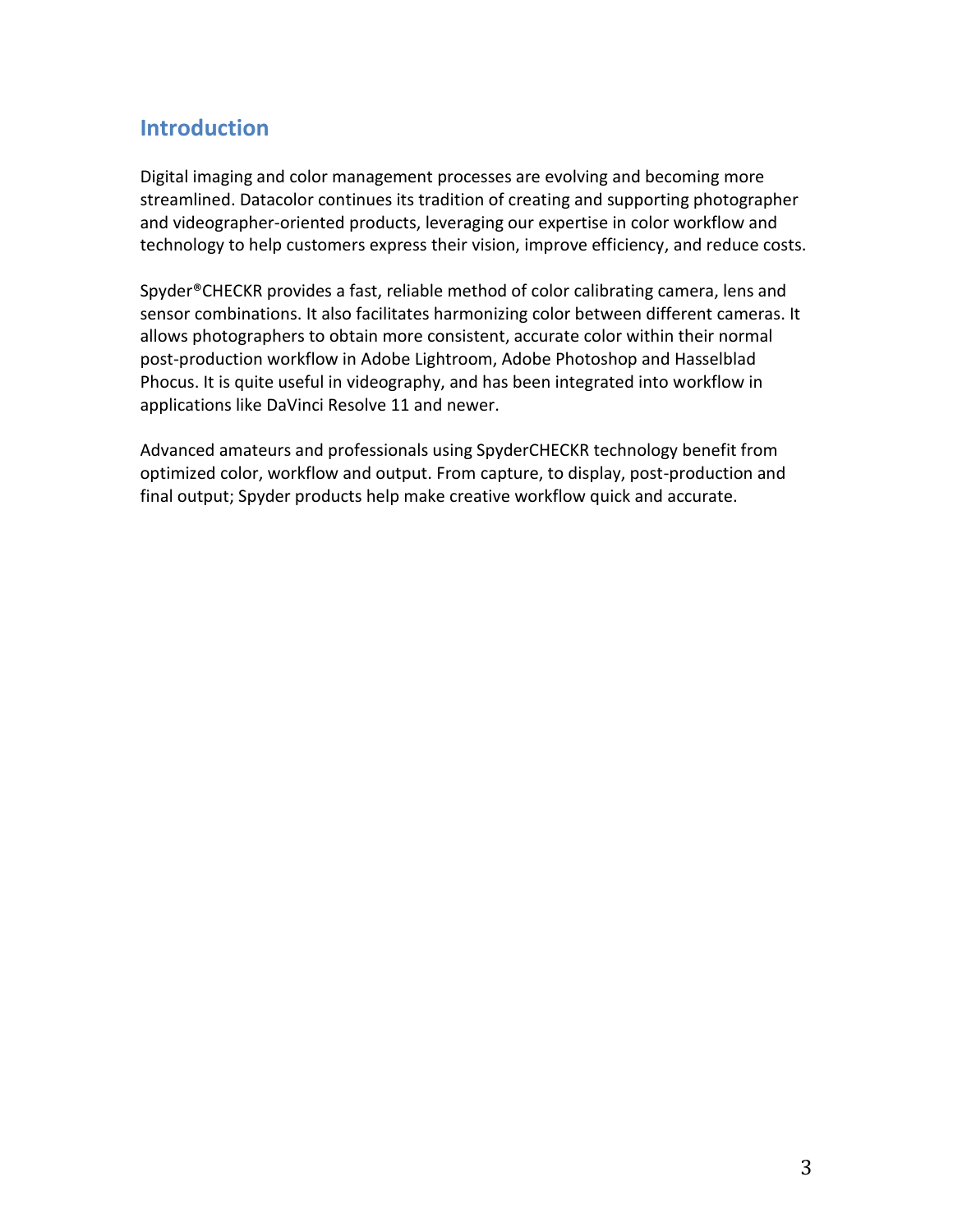## Introduction

Digital imaging and color management processes are evolving and becoming more streamlined. Datacolor continues its tradition of creating and supporting photographer and videographer-oriented products, leveraging our expertise in color workflow and technology to help customers express their vision, improve efficiency, and reduce costs.

Spyder®CHECKR provides a fast, reliable method of color calibrating camera, lens and sensor combinations. It also facilitates harmonizing color between different cameras. It allows photographers to obtain more consistent, accurate color within their normal post-production workflow in Adobe Lightroom, Adobe Photoshop and Hasselblad Phocus. It is quite useful in videography, and has been integrated into workflow in applications like DaVinci Resolve 11 and newer.

Advanced amateurs and professionals using SpyderCHECKR technology benefit from optimized color, workflow and output. From capture, to display, post-production and final output; Spyder products help make creative workflow quick and accurate.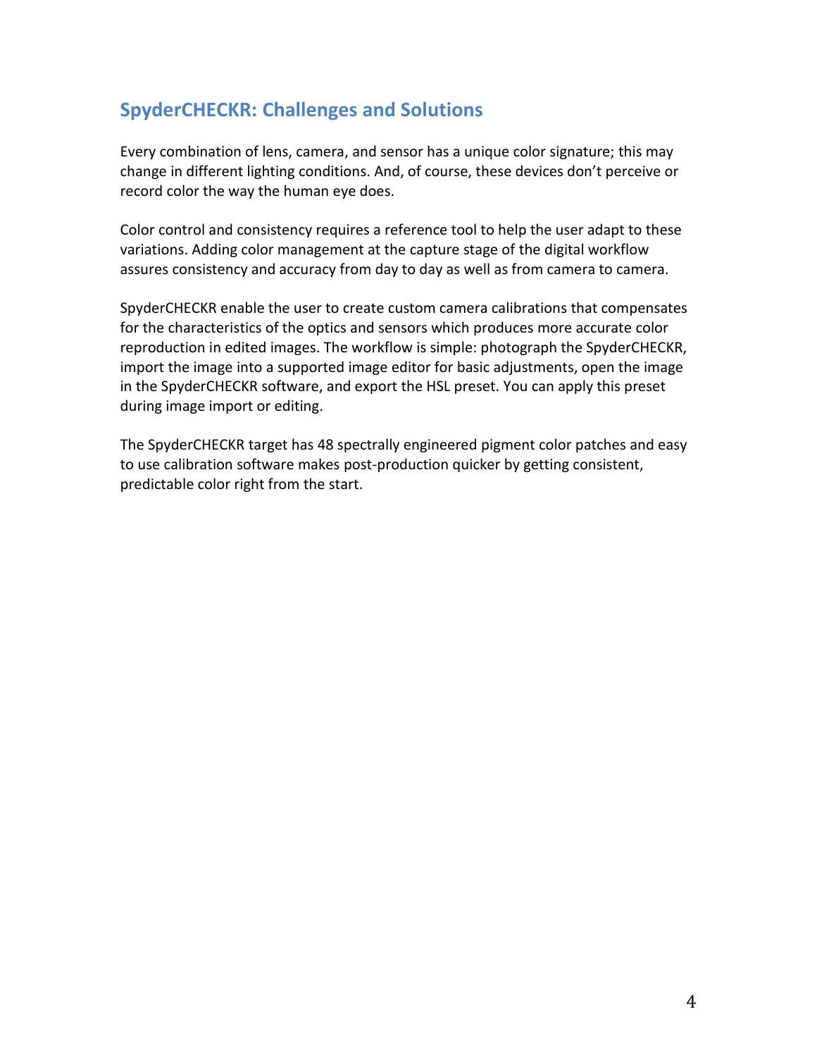## SpyderCHECKR: Challenges and Solutions

Every combination of lens, camera, and sensor has a unique color signature; this may change in different lighting conditions. And, of course, these devices don't perceive or record color the way the human eye does.

Color control and consistency requires a reference tool to help the user adapt to these variations. Adding color management at the capture stage of the digital workflow assures consistency and accuracy from day to day as well as from camera to camera.

SpyderCHECKR enable the user to create custom camera calibrations that compensates for the characteristics of the optics and sensors which produces more accurate color reproduction in edited images. The workflow is simple: photograph the SpyderCHECKR, import the image into a supported image editor for basic adjustments, open the image in the SpyderCHECKR software, and export the HSL preset. You can apply this preset during image import or editing.

The SpyderCHECKR target has 48 spectrally engineered pigment color patches and easy to use calibration software makes post-production quicker by getting consistent, predictable color right from the start.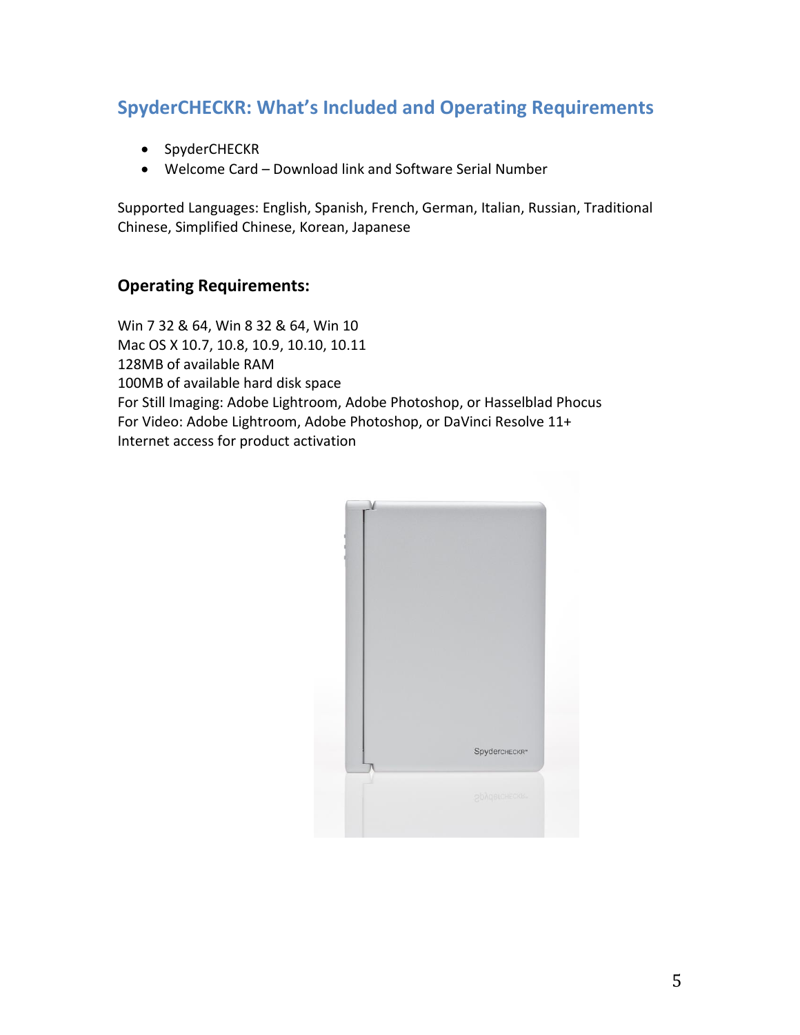## SpyderCHECKR: What's Included and Operating Requirements

- SpyderCHECKR
- Welcome Card – Download link and Software Serial Number

Supported Languages: English, Spanish, French, German, Italian, Russian, Traditional Chinese, Simplified Chinese, Korean, Japanese

### Operating Requirements:

Win 7 32 & 64, Win 8 32 & 64, Win 10
Mac OS X 10.7, 10.8, 10.9, 10.10, 10.11
128MB of available RAM
100MB of available hard disk space
For Still Imaging: Adobe Lightroom, Adobe Photoshop, or Hasselblad Phocus
For Video: Adobe Lightroom, Adobe Photoshop, or DaVinci Resolve 11+
Internet access for product activation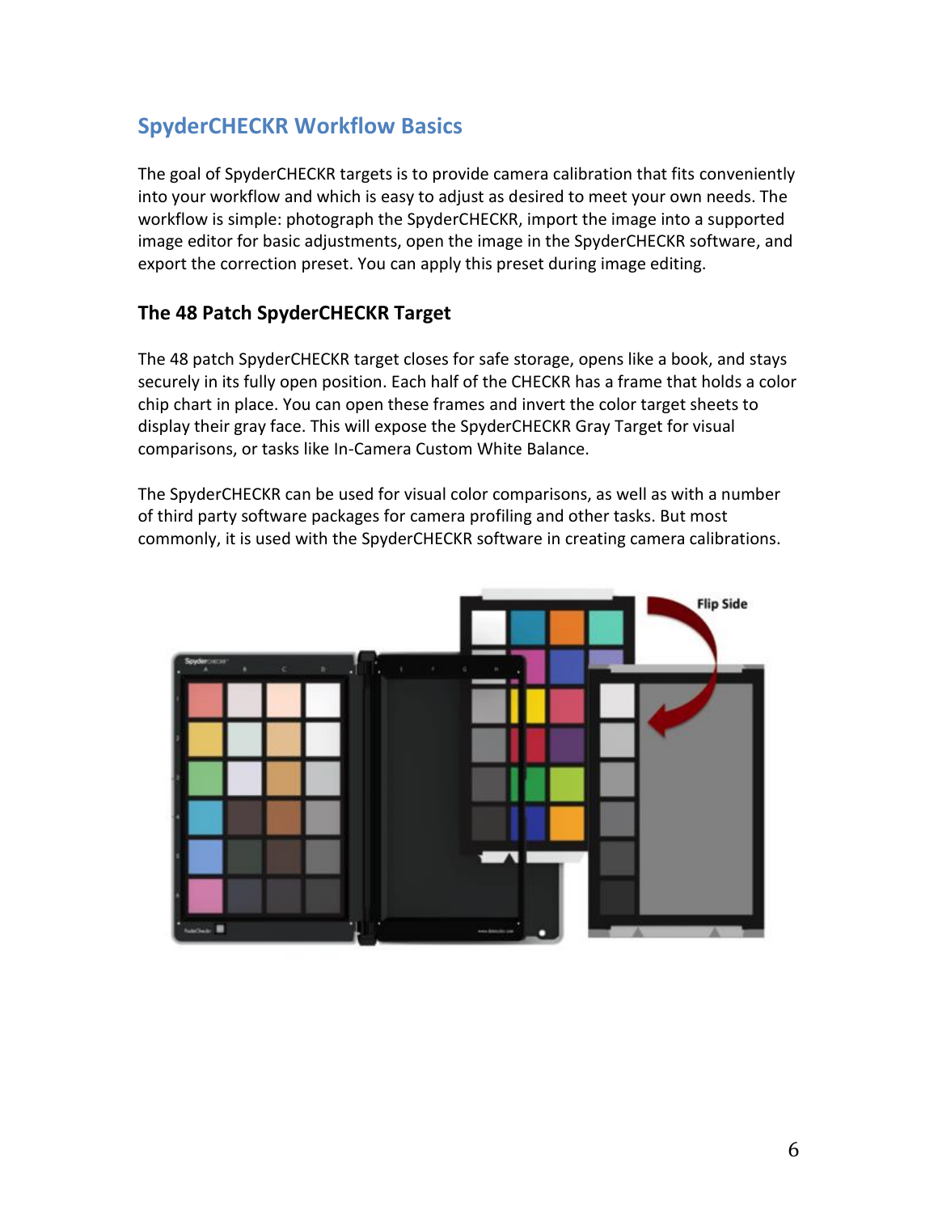## SpyderCHECKR Workflow Basics

The goal of SpyderCHECKR targets is to provide camera calibration that fits conveniently into your workflow and which is easy to adjust as desired to meet your own needs. The workflow is simple: photograph the SpyderCHECKR, import the image into a supported image editor for basic adjustments, open the image in the SpyderCHECKR software, and export the correction preset. You can apply this preset during image editing.

### The 48 Patch SpyderCHECKR Target

The 48 patch SpyderCHECKR target closes for safe storage, opens like a book, and stays securely in its fully open position. Each half of the CHECKR has a frame that holds a color chip chart in place. You can open these frames and invert the color target sheets to display their gray face. This will expose the SpyderCHECKR Gray Target for visual comparisons, or tasks like In-Camera Custom White Balance.

The SpyderCHECKR can be used for visual color comparisons, as well as with a number of third party software packages for camera profiling and other tasks. But most commonly, it is used with the SpyderCHECKR software in creating camera calibrations.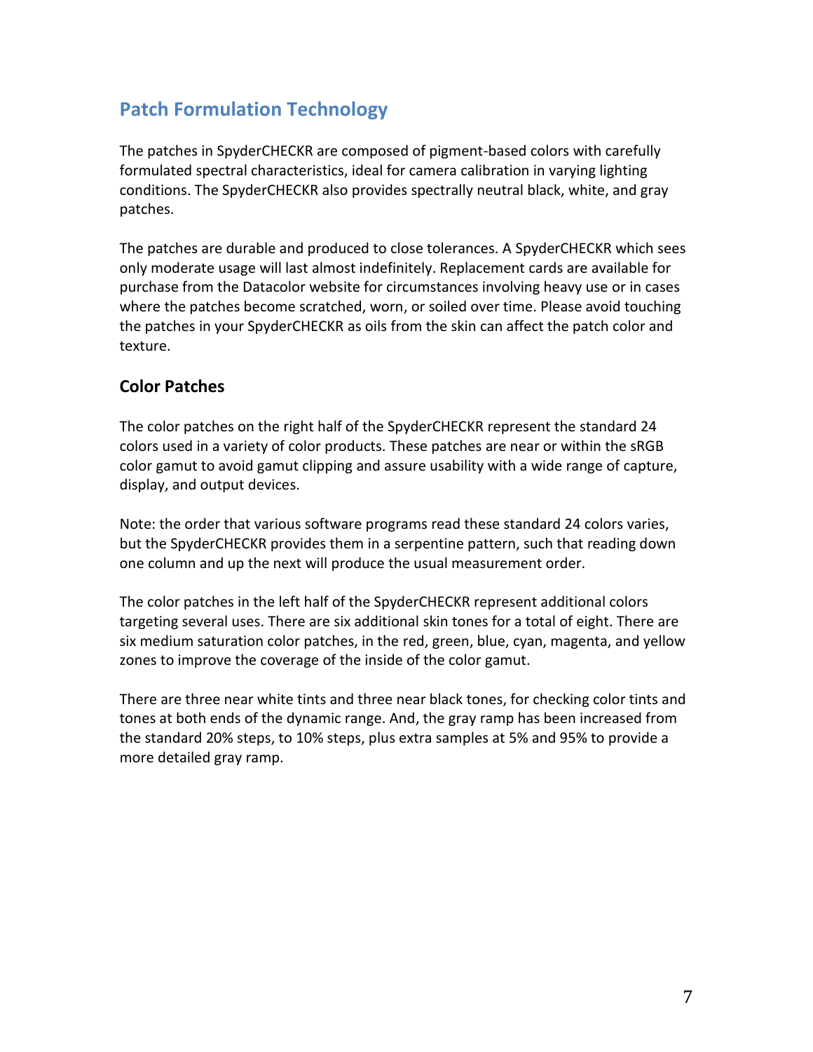## Patch Formulation Technology

The patches in SpyderCHECKR are composed of pigment-based colors with carefully formulated spectral characteristics, ideal for camera calibration in varying lighting conditions. The SpyderCHECKR also provides spectrally neutral black, white, and gray patches.

The patches are durable and produced to close tolerances. A SpyderCHECKR which sees only moderate usage will last almost indefinitely. Replacement cards are available for purchase from the Datacolor website for circumstances involving heavy use or in cases where the patches become scratched, worn, or soiled over time. Please avoid touching the patches in your SpyderCHECKR as oils from the skin can affect the patch color and texture.

### Color Patches

The color patches on the right half of the SpyderCHECKR represent the standard 24 colors used in a variety of color products. These patches are near or within the sRGB color gamut to avoid gamut clipping and assure usability with a wide range of capture, display, and output devices.

Note: the order that various software programs read these standard 24 colors varies, but the SpyderCHECKR provides them in a serpentine pattern, such that reading down one column and up the next will produce the usual measurement order.

The color patches in the left half of the SpyderCHECKR represent additional colors targeting several uses. There are six additional skin tones for a total of eight. There are six medium saturation color patches, in the red, green, blue, cyan, magenta, and yellow zones to improve the coverage of the inside of the color gamut.

There are three near white tints and three near black tones, for checking color tints and tones at both ends of the dynamic range. And, the gray ramp has been increased from the standard 20% steps, to 10% steps, plus extra samples at 5% and 95% to provide a more detailed gray ramp.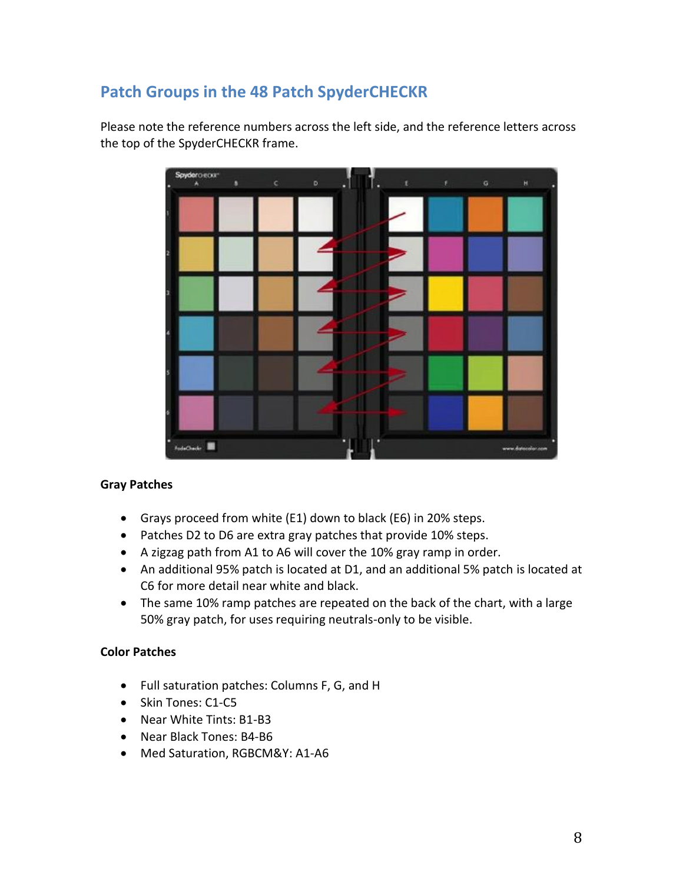## Patch Groups in the 48 Patch SpyderCHECKR

Please note the reference numbers across the left side, and the reference letters across the top of the SpyderCHECKR frame.

**Gray Patches**

- Grays proceed from white (E1) down to black (E6) in 20% steps.
- Patches D2 to D6 are extra gray patches that provide 10% steps.
- A zigzag path from A1 to A6 will cover the 10% gray ramp in order.
- An additional 95% patch is located at D1, and an additional 5% patch is located at C6 for more detail near white and black.
- The same 10% ramp patches are repeated on the back of the chart, with a large 50% gray patch, for uses requiring neutrals-only to be visible.

**Color Patches**

- Full saturation patches: Columns F, G, and H
- Skin Tones: C1-C5
- Near White Tints: B1-B3
- Near Black Tones: B4-B6
- Med Saturation, RGBCM&Y: A1-A6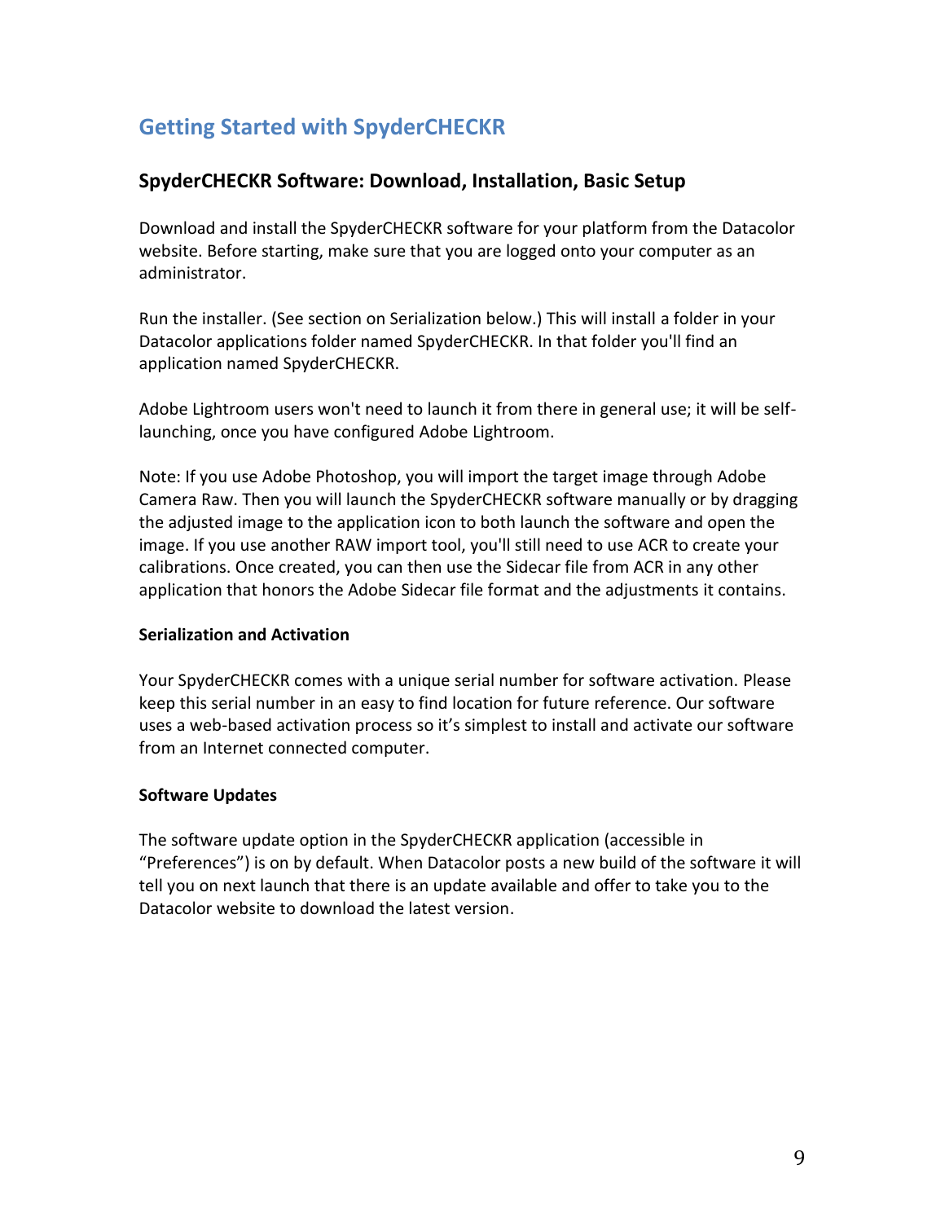# Getting Started with SpyderCHECKR

## SpyderCHECKR Software: Download, Installation, Basic Setup

Download and install the SpyderCHECKR software for your platform from the Datacolor website. Before starting, make sure that you are logged onto your computer as an administrator.

Run the installer. (See section on Serialization below.) This will install a folder in your Datacolor applications folder named SpyderCHECKR. In that folder you'll find an application named SpyderCHECKR.

Adobe Lightroom users won't need to launch it from there in general use; it will be self-launching, once you have configured Adobe Lightroom.

Note: If you use Adobe Photoshop, you will import the target image through Adobe Camera Raw. Then you will launch the SpyderCHECKR software manually or by dragging the adjusted image to the application icon to both launch the software and open the image. If you use another RAW import tool, you'll still need to use ACR to create your calibrations. Once created, you can then use the Sidecar file from ACR in any other application that honors the Adobe Sidecar file format and the adjustments it contains.

### Serialization and Activation

Your SpyderCHECKR comes with a unique serial number for software activation. Please keep this serial number in an easy to find location for future reference. Our software uses a web-based activation process so it's simplest to install and activate our software from an Internet connected computer.

### Software Updates

The software update option in the SpyderCHECKR application (accessible in "Preferences") is on by default. When Datacolor posts a new build of the software it will tell you on next launch that there is an update available and offer to take you to the Datacolor website to download the latest version.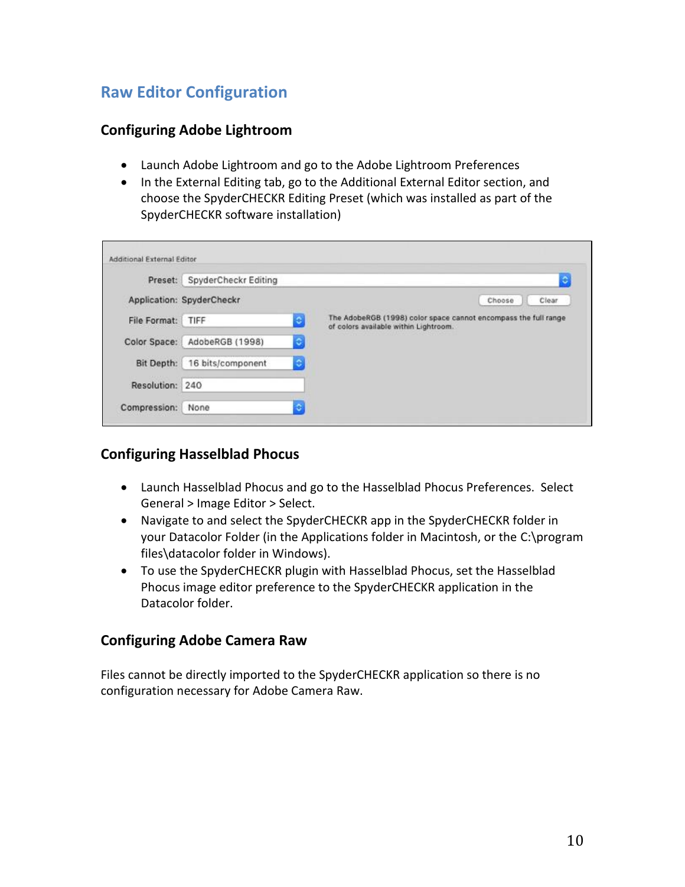## Raw Editor Configuration

### Configuring Adobe Lightroom

- Launch Adobe Lightroom and go to the Adobe Lightroom Preferences
- In the External Editing tab, go to the Additional External Editor section, and choose the SpyderCHECKR Editing Preset (which was installed as part of the SpyderCHECKR software installation)

Additional External Editor

| Setting | Value |
|---|---|
| Preset: | SpyderCheckr Editing |
| Application: | SpyderCheckr |
| File Format: | TIFF |
| Color Space: | AdobeRGB (1998) |
| Bit Depth: | 16 bits/component |
| Resolution: | 240 |
| Compression: | None |

Choose | Clear

The AdobeRGB (1998) color space cannot encompass the full range of colors available within Lightroom.

### Configuring Hasselblad Phocus

- Launch Hasselblad Phocus and go to the Hasselblad Phocus Preferences. Select General > Image Editor > Select.
- Navigate to and select the SpyderCHECKR app in the SpyderCHECKR folder in your Datacolor Folder (in the Applications folder in Macintosh, or the C:\program files\datacolor folder in Windows).
- To use the SpyderCHECKR plugin with Hasselblad Phocus, set the Hasselblad Phocus image editor preference to the SpyderCHECKR application in the Datacolor folder.

### Configuring Adobe Camera Raw

Files cannot be directly imported to the SpyderCHECKR application so there is no configuration necessary for Adobe Camera Raw.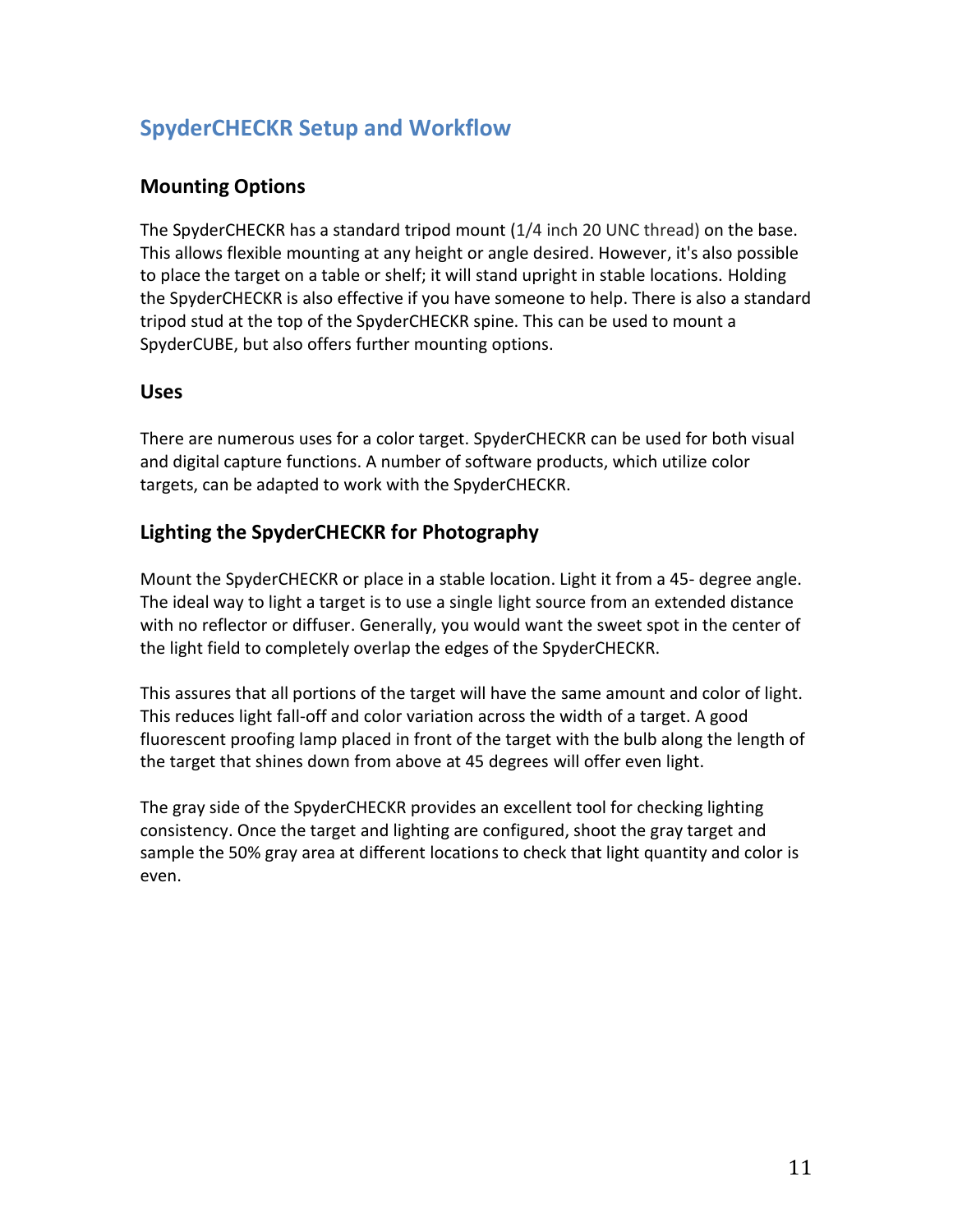## SpydderCHECKR Setup and Workflow

### Mounting Options

The SpyderCHECKR has a standard tripod mount (1/4 inch 20 UNC thread) on the base. This allows flexible mounting at any height or angle desired. However, it's also possible to place the target on a table or shelf; it will stand upright in stable locations. Holding the SpyderCHECKR is also effective if you have someone to help. There is also a standard tripod stud at the top of the SpyderCHECKR spine. This can be used to mount a SpyderCUBE, but also offers further mounting options.

### Uses

There are numerous uses for a color target. SpyderCHECKR can be used for both visual and digital capture functions. A number of software products, which utilize color targets, can be adapted to work with the SpyderCHECKR.

### Lighting the SpyderCHECKR for Photography

Mount the SpyderCHECKR or place in a stable location. Light it from a 45- degree angle. The ideal way to light a target is to use a single light source from an extended distance with no reflector or diffuser. Generally, you would want the sweet spot in the center of the light field to completely overlap the edges of the SpyderCHECKR.

This assures that all portions of the target will have the same amount and color of light. This reduces light fall-off and color variation across the width of a target. A good fluorescent proofing lamp placed in front of the target with the bulb along the length of the target that shines down from above at 45 degrees will offer even light.

The gray side of the SpyderCHECKR provides an excellent tool for checking lighting consistency. Once the target and lighting are configured, shoot the gray target and sample the 50% gray area at different locations to check that light quantity and color is even.

## SpyderCHECKR Setup and Workflow

### Mounting Options

The SpyderCHECKR has a standard tripod mount (1/4 inch 20 UNC thread) on the base. This allows flexible mounting at any height or angle desired. However, it's also possible to place the target on a table or shelf; it will stand upright in stable locations. Holding the SpyderCHECKR is also effective if you have someone to help. There is also a standard tripod stud at the top of the SpyderCHECKR spine. This can be used to mount a SpyderCUBE, but also offers further mounting options.

### Uses

There are numerous uses for a color target. SpyderCHECKR can be used for both visual and digital capture functions. A number of software products, which utilize color targets, can be adapted to work with the SpyderCHECKR.

### Lighting the SpyderCHECKR for Photography

Mount the SpyderCHECKR or place in a stable location. Light it from a 45- degree angle. The ideal way to light a target is to use a single light source from an extended distance with no reflector or diffuser. Generally, you would want the sweet spot in the center of the light field to completely overlap the edges of the SpyderCHECKR.

This assures that all portions of the target will have the same amount and color of light. This reduces light fall-off and color variation across the width of a target. A good fluorescent proofing lamp placed in front of the target with the bulb along the length of the target that shines down from above at 45 degrees will offer even light.

The gray side of the SpyderCHECKR provides an excellent tool for checking lighting consistency. Once the target and lighting are configured, shoot the gray target and sample the 50% gray area at different locations to check that light quantity and color is even.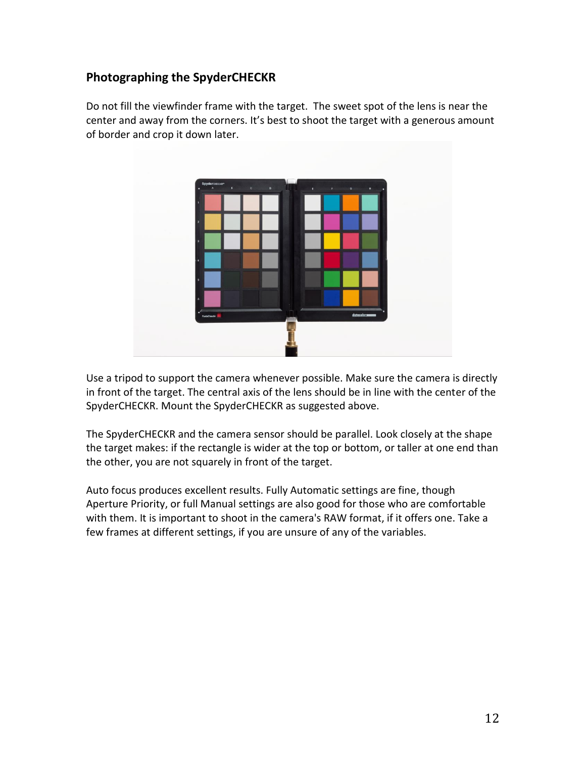## Photographing the SpyderCHECKR

Do not fill the viewfinder frame with the target. The sweet spot of the lens is near the center and away from the corners. It's best to shoot the target with a generous amount of border and crop it down later.

Use a tripod to support the camera whenever possible. Make sure the camera is directly in front of the target. The central axis of the lens should be in line with the center of the SpyderCHECKR. Mount the SpyderCHECKR as suggested above.

The SpyderCHECKR and the camera sensor should be parallel. Look closely at the shape the target makes: if the rectangle is wider at the top or bottom, or taller at one end than the other, you are not squarely in front of the target.

Auto focus produces excellent results. Fully Automatic settings are fine, though Aperture Priority, or full Manual settings are also good for those who are comfortable with them. It is important to shoot in the camera's RAW format, if it offers one. Take a few frames at different settings, if you are unsure of any of the variables.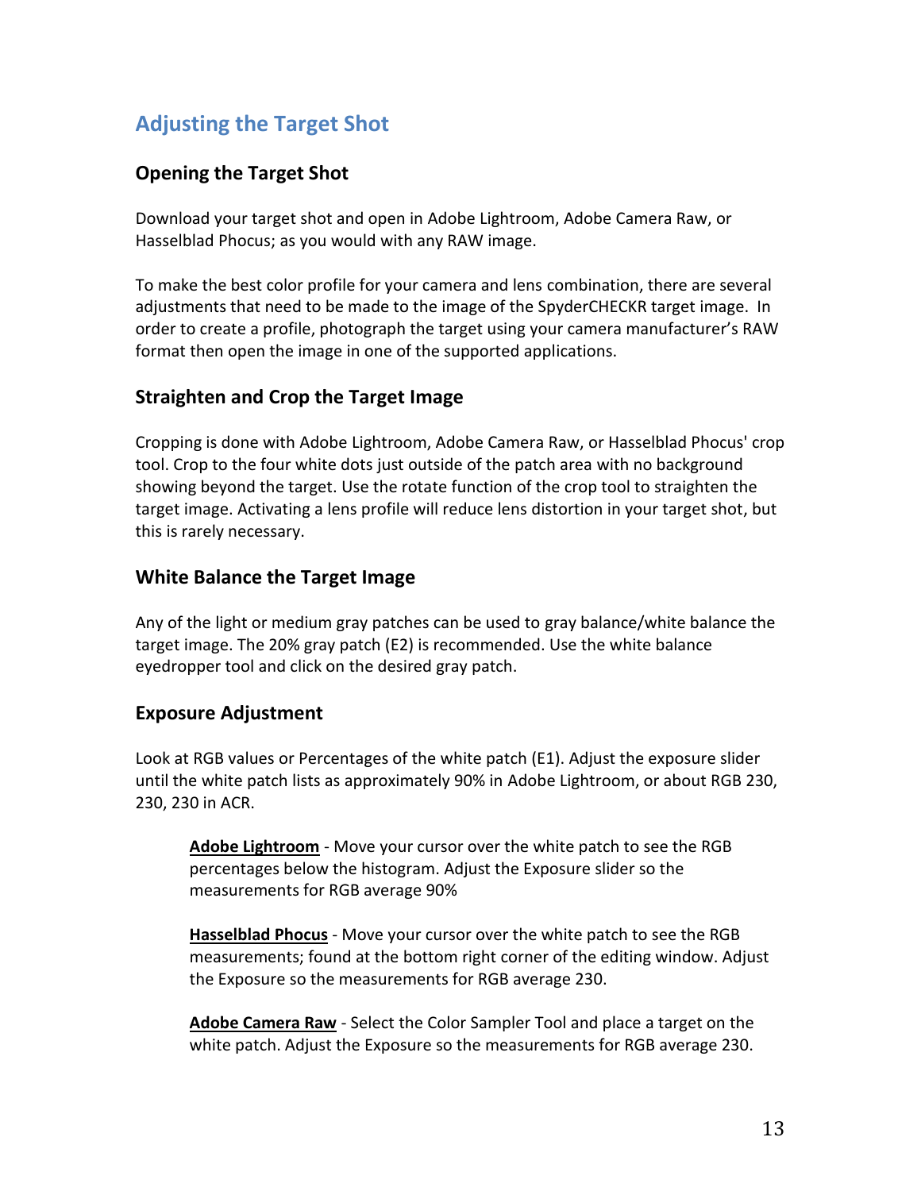## Adjusting the Target Shot

### Opening the Target Shot

Download your target shot and open in Adobe Lightroom, Adobe Camera Raw, or Hasselblad Phocus; as you would with any RAW image.

To make the best color profile for your camera and lens combination, there are several adjustments that need to be made to the image of the SpyderCHECKR target image. In order to create a profile, photograph the target using your camera manufacturer's RAW format then open the image in one of the supported applications.

### Straighten and Crop the Target Image

Cropping is done with Adobe Lightroom, Adobe Camera Raw, or Hasselblad Phocus' crop tool. Crop to the four white dots just outside of the patch area with no background showing beyond the target. Use the rotate function of the crop tool to straighten the target image. Activating a lens profile will reduce lens distortion in your target shot, but this is rarely necessary.

### White Balance the Target Image

Any of the light or medium gray patches can be used to gray balance/white balance the target image. The 20% gray patch (E2) is recommended. Use the white balance eyedropper tool and click on the desired gray patch.

### Exposure Adjustment

Look at RGB values or Percentages of the white patch (E1). Adjust the exposure slider until the white patch lists as approximately 90% in Adobe Lightroom, or about RGB 230, 230, 230 in ACR.

> **<u>Adobe Lightroom</u>** - Move your cursor over the white patch to see the RGB percentages below the histogram. Adjust the Exposure slider so the measurements for RGB average 90%
>
> **<u>Hasselblad Phocus</u>** - Move your cursor over the white patch to see the RGB measurements; found at the bottom right corner of the editing window. Adjust the Exposure so the measurements for RGB average 230.
>
> **<u>Adobe Camera Raw</u>** - Select the Color Sampler Tool and place a target on the white patch. Adjust the Exposure so the measurements for RGB average 230.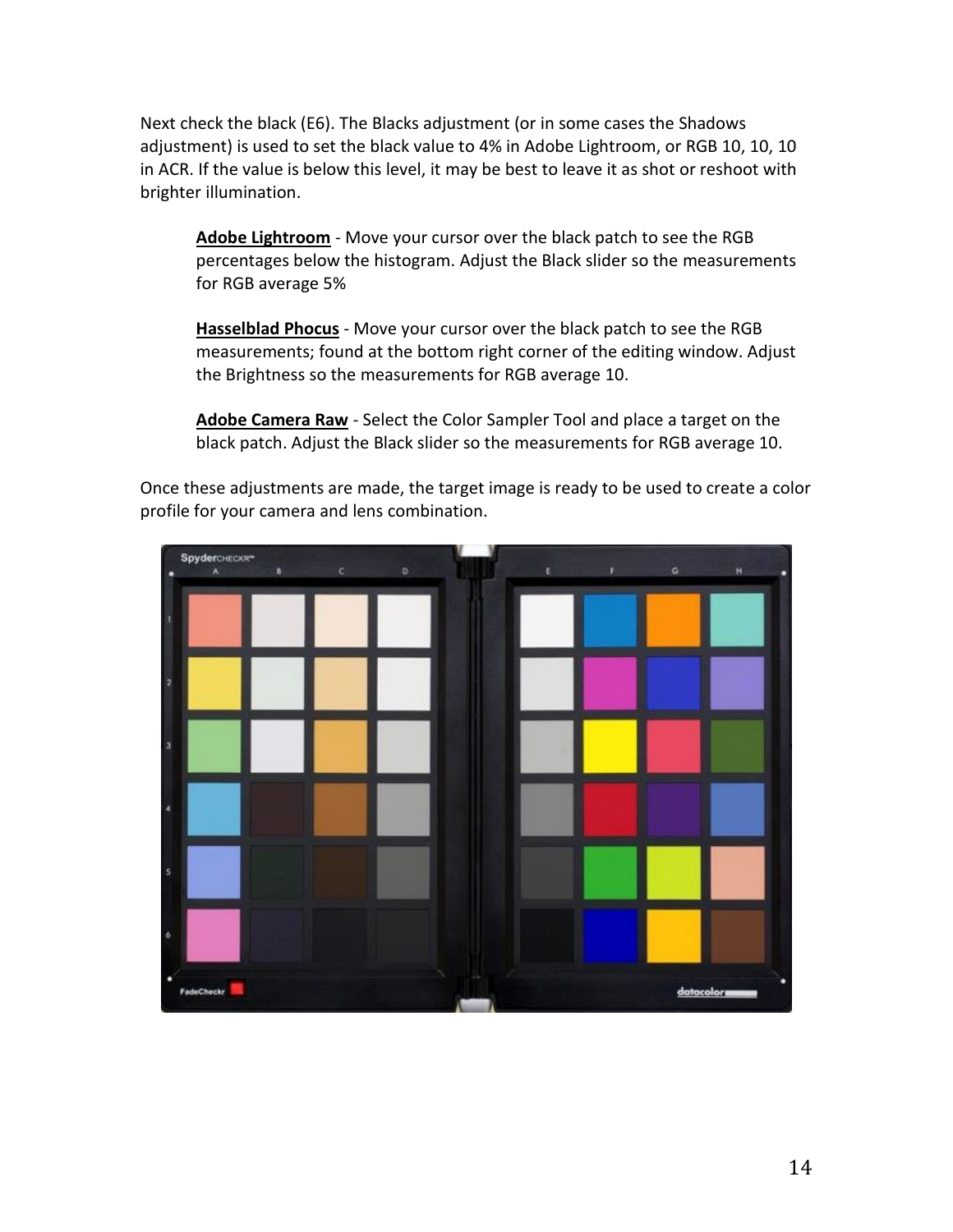Next check the black (E6). The Blacks adjustment (or in some cases the Shadows adjustment) is used to set the black value to 4% in Adobe Lightroom, or RGB 10, 10, 10 in ACR. If the value is below this level, it may be best to leave it as shot or reshoot with brighter illumination.

> **Adobe Lightroom** - Move your cursor over the black patch to see the RGB percentages below the histogram. Adjust the Black slider so the measurements for RGB average 5%
>
> **Hasselblad Phocus** - Move your cursor over the black patch to see the RGB measurements; found at the bottom right corner of the editing window. Adjust the Brightness so the measurements for RGB average 10.
>
> **Adobe Camera Raw** - Select the Color Sampler Tool and place a target on the black patch. Adjust the Black slider so the measurements for RGB average 10.

Once these adjustments are made, the target image is ready to be used to create a color profile for your camera and lens combination.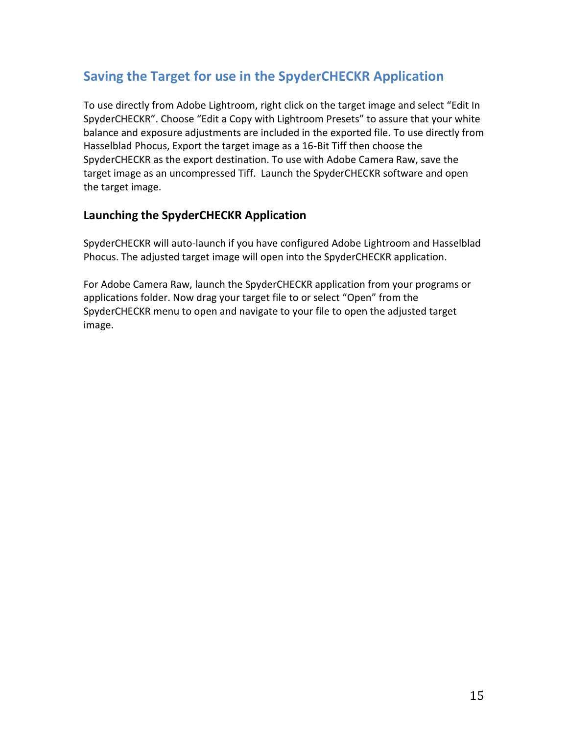## Saving the Target for use in the SpyderCHECKR Application

To use directly from Adobe Lightroom, right click on the target image and select "Edit In SpyderCHECKR". Choose "Edit a Copy with Lightroom Presets" to assure that your white balance and exposure adjustments are included in the exported file. To use directly from Hasselblad Phocus, Export the target image as a 16-Bit Tiff then choose the SpyderCHECKR as the export destination. To use with Adobe Camera Raw, save the target image as an uncompressed Tiff. Launch the SpyderCHECKR software and open the target image.

### Launching the SpyderCHECKR Application

SpyderCHECKR will auto-launch if you have configured Adobe Lightroom and Hasselblad Phocus. The adjusted target image will open into the SpyderCHECKR application.

For Adobe Camera Raw, launch the SpyderCHECKR application from your programs or applications folder. Now drag your target file to or select "Open" from the SpyderCHECKR menu to open and navigate to your file to open the adjusted target image.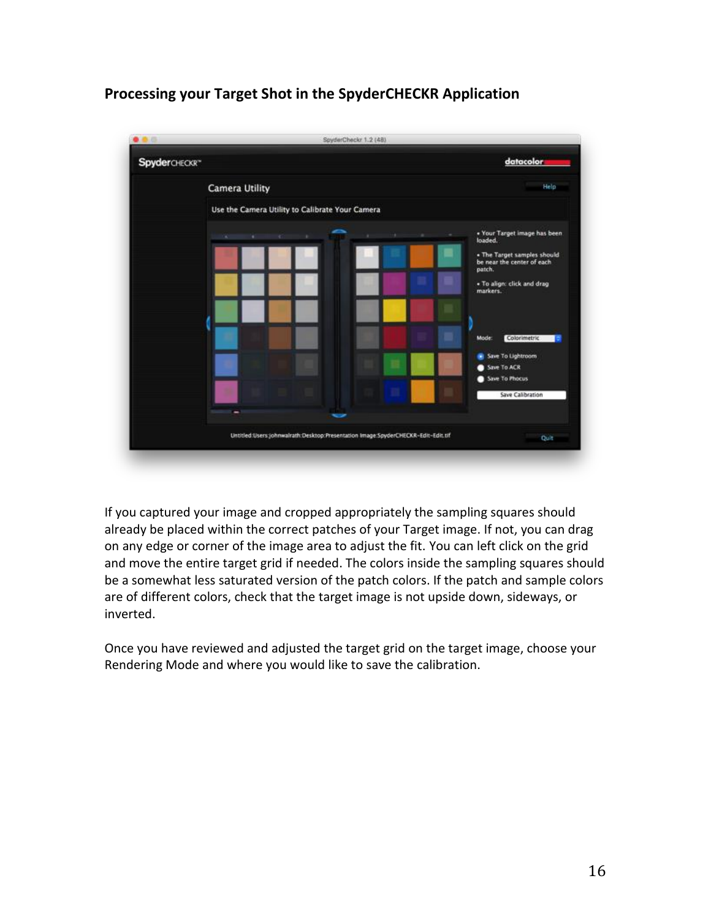## Processing your Target Shot in the SpyderCHECKR Application

If you captured your image and cropped appropriately the sampling squares should already be placed within the correct patches of your Target image. If not, you can drag on any edge or corner of the image area to adjust the fit. You can left click on the grid and move the entire target grid if needed. The colors inside the sampling squares should be a somewhat less saturated version of the patch colors. If the patch and sample colors are of different colors, check that the target image is not upside down, sideways, or inverted.

Once you have reviewed and adjusted the target grid on the target image, choose your Rendering Mode and where you would like to save the calibration.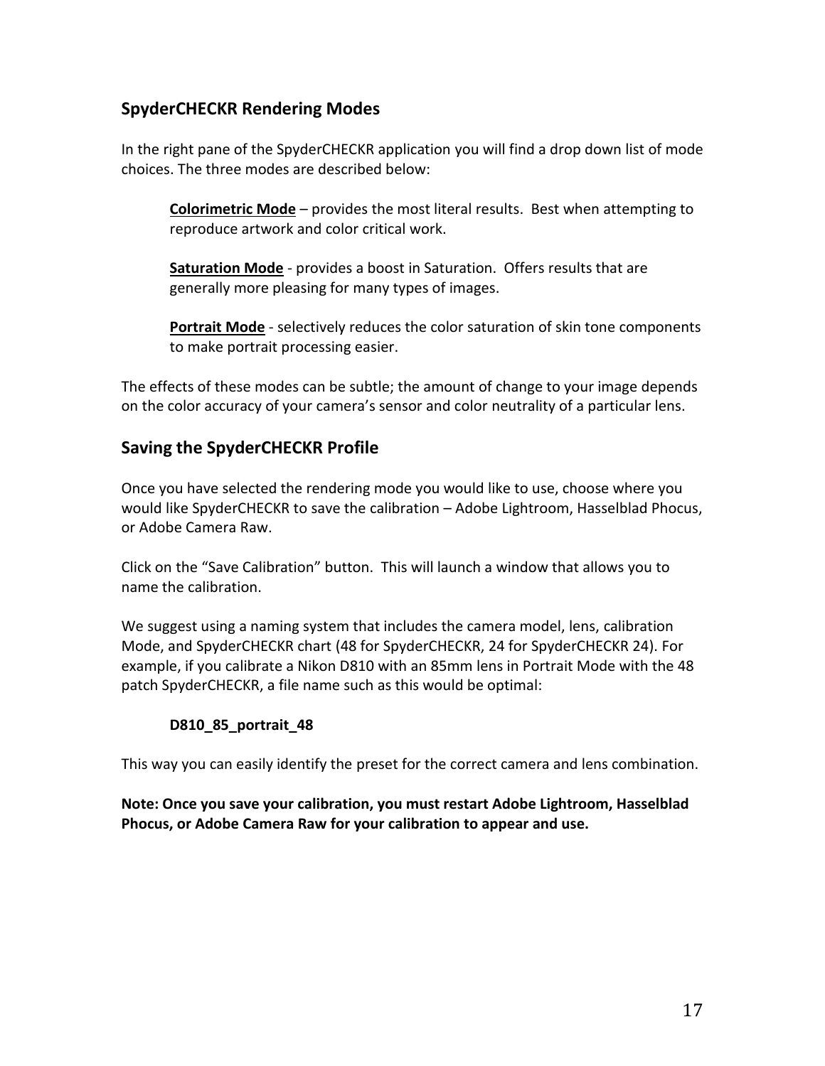## SpyderCHECKR Rendering Modes

In the right pane of the SpyderCHECKR application you will find a drop down list of mode choices. The three modes are described below:

> **Colorimetric Mode** – provides the most literal results. Best when attempting to reproduce artwork and color critical work.
>
> **Saturation Mode** - provides a boost in Saturation. Offers results that are generally more pleasing for many types of images.
>
> **Portrait Mode** - selectively reduces the color saturation of skin tone components to make portrait processing easier.

The effects of these modes can be subtle; the amount of change to your image depends on the color accuracy of your camera's sensor and color neutrality of a particular lens.

## Saving the SpyderCHECKR Profile

Once you have selected the rendering mode you would like to use, choose where you would like SpyderCHECKR to save the calibration – Adobe Lightroom, Hasselblad Phocus, or Adobe Camera Raw.

Click on the "Save Calibration" button. This will launch a window that allows you to name the calibration.

We suggest using a naming system that includes the camera model, lens, calibration Mode, and SpyderCHECKR chart (48 for SpyderCHECKR, 24 for SpyderCHECKR 24). For example, if you calibrate a Nikon D810 with an 85mm lens in Portrait Mode with the 48 patch SpyderCHECKR, a file name such as this would be optimal:

> **D810_85_portrait_48**

This way you can easily identify the preset for the correct camera and lens combination.

**Note: Once you save your calibration, you must restart Adobe Lightroom, Hasselblad Phocus, or Adobe Camera Raw for your calibration to appear and use.**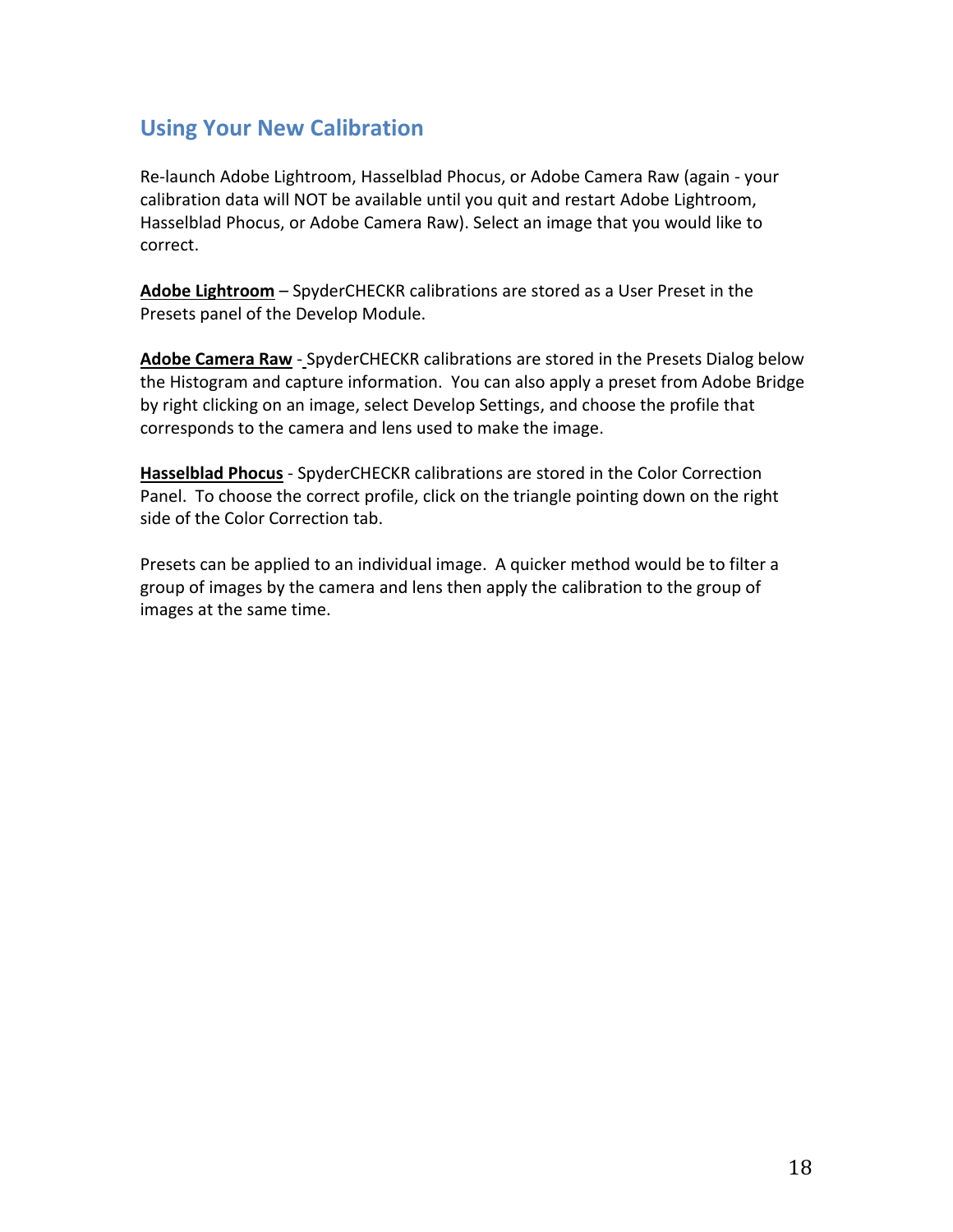## Using Your New Calibration

Re-launch Adobe Lightroom, Hasselblad Phocus, or Adobe Camera Raw (again - your calibration data will NOT be available until you quit and restart Adobe Lightroom, Hasselblad Phocus, or Adobe Camera Raw). Select an image that you would like to correct.

**Adobe Lightroom** – SpyderCHECKR calibrations are stored as a User Preset in the Presets panel of the Develop Module.

**Adobe Camera Raw** - SpyderCHECKR calibrations are stored in the Presets Dialog below the Histogram and capture information. You can also apply a preset from Adobe Bridge by right clicking on an image, select Develop Settings, and choose the profile that corresponds to the camera and lens used to make the image.

**Hasselblad Phocus** - SpyderCHECKR calibrations are stored in the Color Correction Panel. To choose the correct profile, click on the triangle pointing down on the right side of the Color Correction tab.

Presets can be applied to an individual image. A quicker method would be to filter a group of images by the camera and lens then apply the calibration to the group of images at the same time.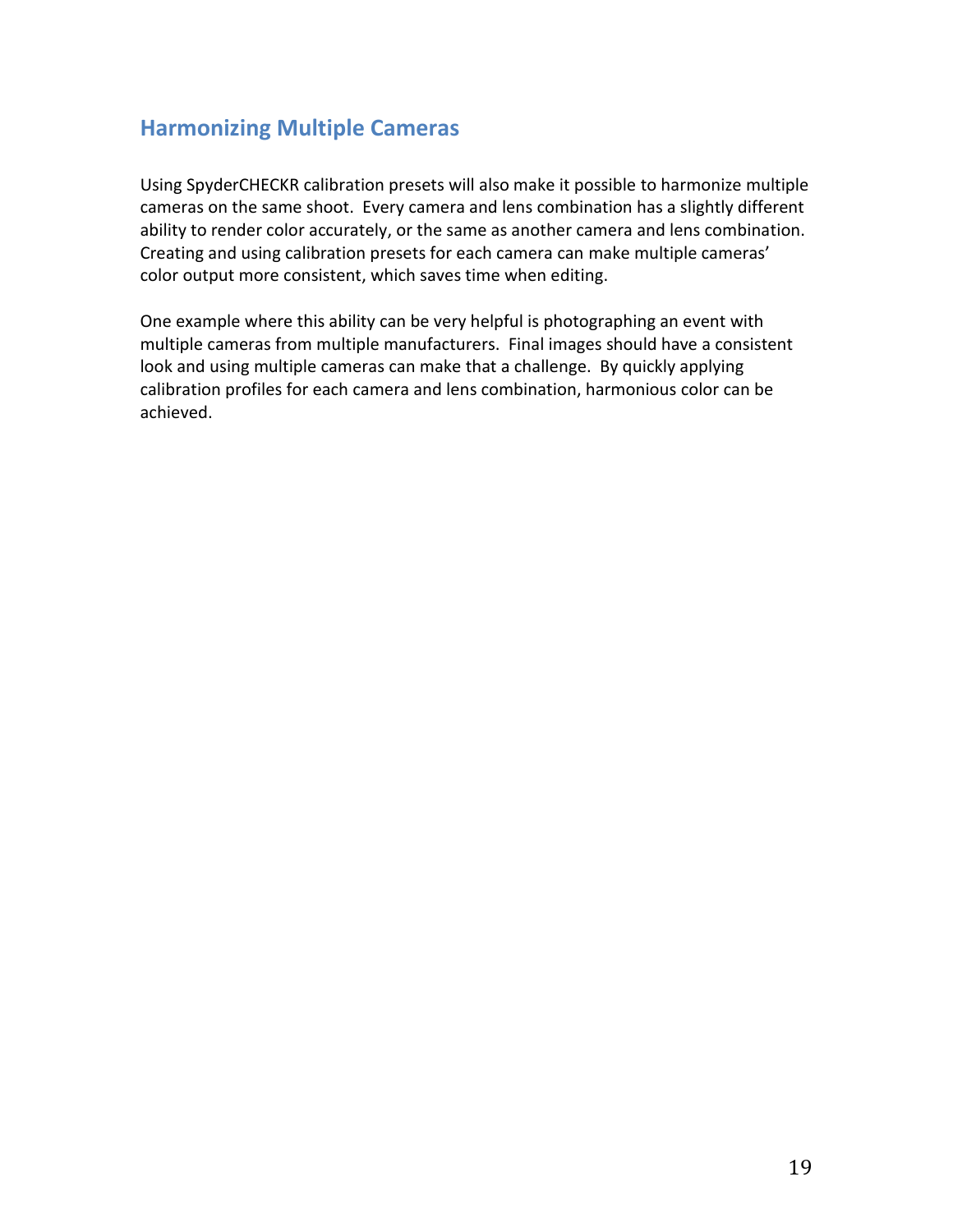## Harmonizing Multiple Cameras

Using SpyderCHECKR calibration presets will also make it possible to harmonize multiple cameras on the same shoot. Every camera and lens combination has a slightly different ability to render color accurately, or the same as another camera and lens combination. Creating and using calibration presets for each camera can make multiple cameras' color output more consistent, which saves time when editing.

One example where this ability can be very helpful is photographing an event with multiple cameras from multiple manufacturers. Final images should have a consistent look and using multiple cameras can make that a challenge. By quickly applying calibration profiles for each camera and lens combination, harmonious color can be achieved.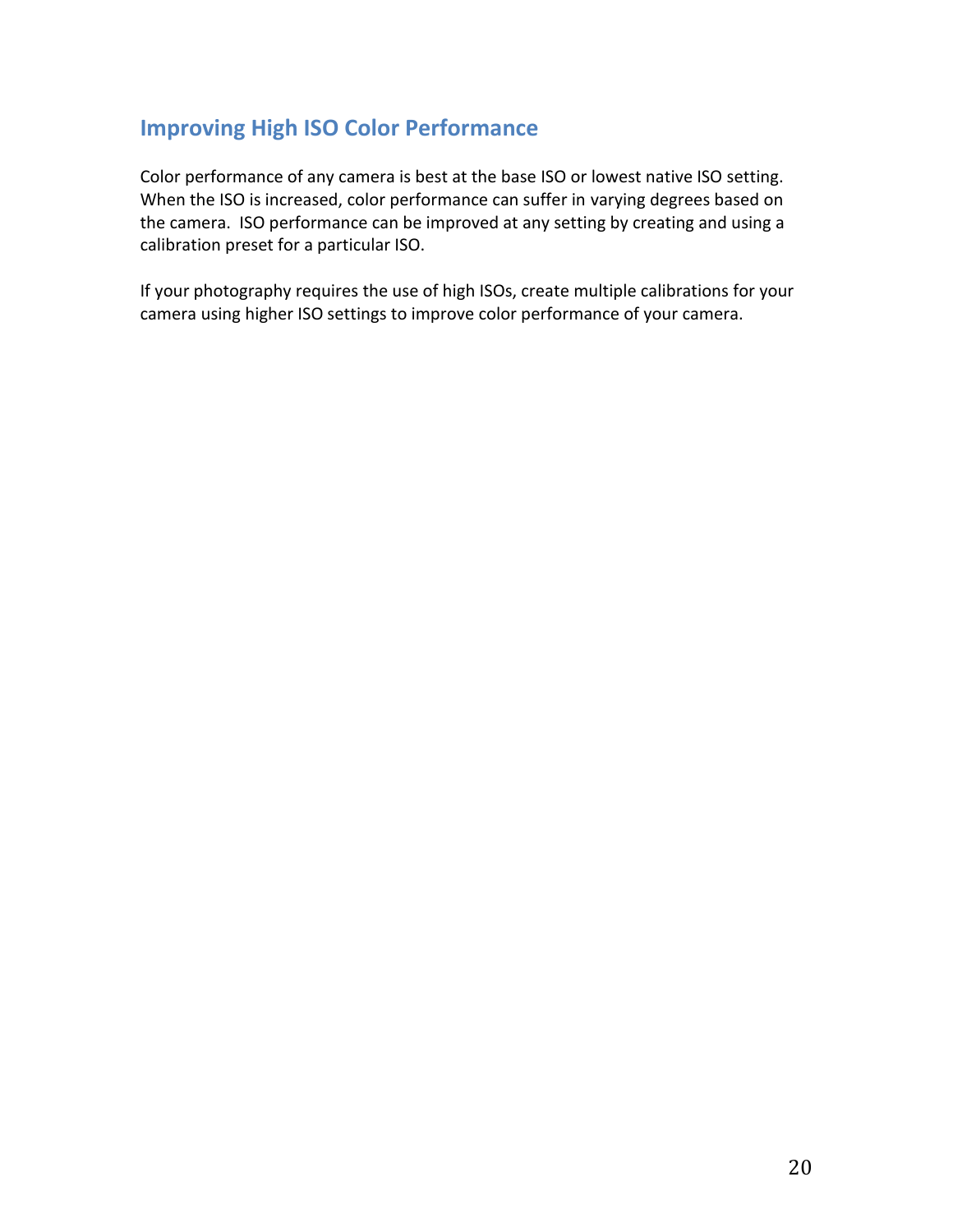## Improving High ISO Color Performance

Color performance of any camera is best at the base ISO or lowest native ISO setting. When the ISO is increased, color performance can suffer in varying degrees based on the camera. ISO performance can be improved at any setting by creating and using a calibration preset for a particular ISO.

If your photography requires the use of high ISOs, create multiple calibrations for your camera using higher ISO settings to improve color performance of your camera.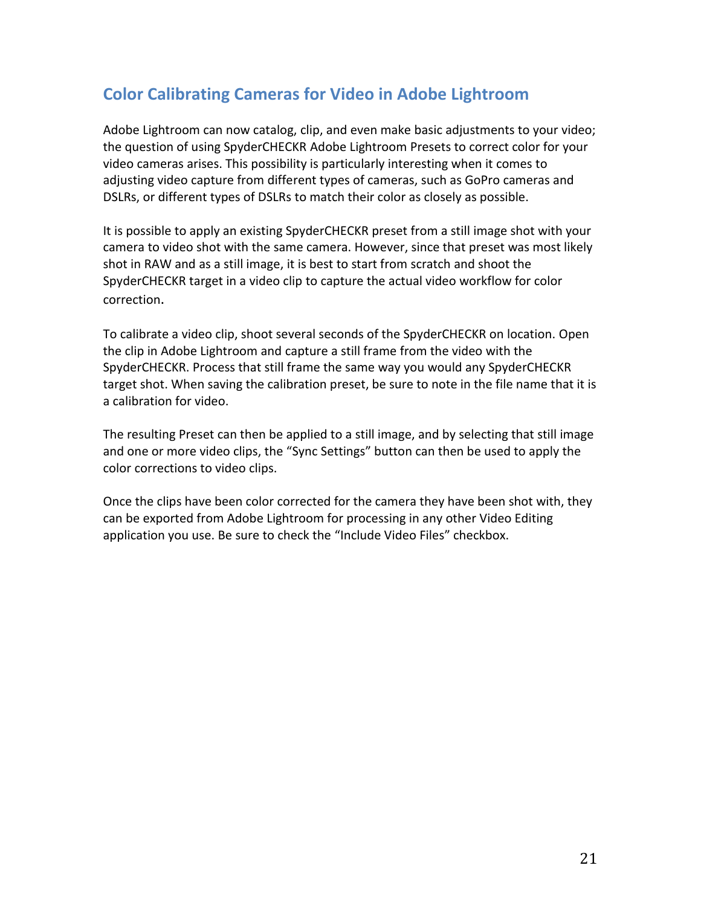## Color Calibrating Cameras for Video in Adobe Lightroom

Adobe Lightroom can now catalog, clip, and even make basic adjustments to your video; the question of using SpyderCHECKR Adobe Lightroom Presets to correct color for your video cameras arises. This possibility is particularly interesting when it comes to adjusting video capture from different types of cameras, such as GoPro cameras and DSLRs, or different types of DSLRs to match their color as closely as possible.

It is possible to apply an existing SpyderCHECKR preset from a still image shot with your camera to video shot with the same camera. However, since that preset was most likely shot in RAW and as a still image, it is best to start from scratch and shoot the SpyderCHECKR target in a video clip to capture the actual video workflow for color correction.

To calibrate a video clip, shoot several seconds of the SpyderCHECKR on location. Open the clip in Adobe Lightroom and capture a still frame from the video with the SpyderCHECKR. Process that still frame the same way you would any SpyderCHECKR target shot. When saving the calibration preset, be sure to note in the file name that it is a calibration for video.

The resulting Preset can then be applied to a still image, and by selecting that still image and one or more video clips, the “Sync Settings” button can then be used to apply the color corrections to video clips.

Once the clips have been color corrected for the camera they have been shot with, they can be exported from Adobe Lightroom for processing in any other Video Editing application you use. Be sure to check the “Include Video Files” checkbox.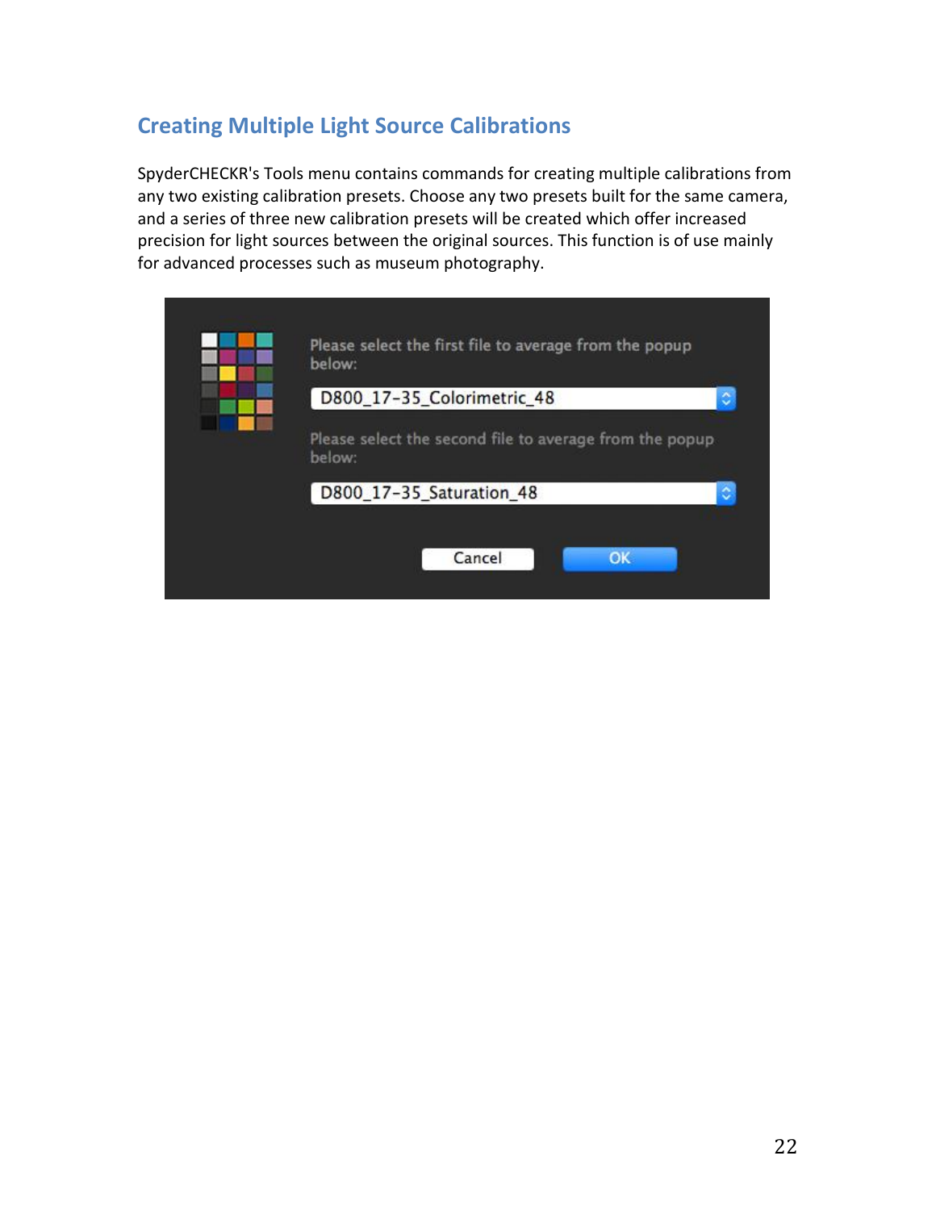## Creating Multiple Light Source Calibrations

SpyderCHECKR's Tools menu contains commands for creating multiple calibrations from any two existing calibration presets. Choose any two presets built for the same camera, and a series of three new calibration presets will be created which offer increased precision for light sources between the original sources. This function is of use mainly for advanced processes such as museum photography.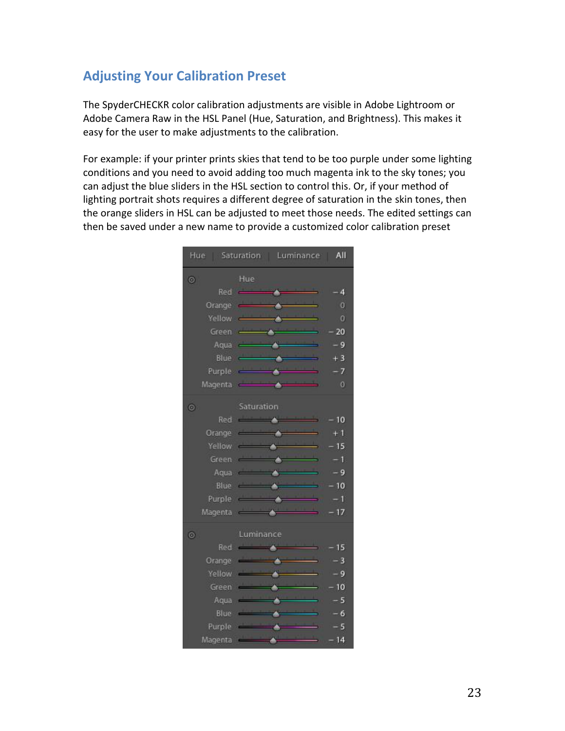## Adjusting Your Calibration Preset

The SpyderCHECKR color calibration adjustments are visible in Adobe Lightroom or Adobe Camera Raw in the HSL Panel (Hue, Saturation, and Brightness). This makes it easy for the user to make adjustments to the calibration.

For example: if your printer prints skies that tend to be too purple under some lighting conditions and you need to avoid adding too much magenta ink to the sky tones; you can adjust the blue sliders in the HSL section to control this. Or, if your method of lighting portrait shots requires a different degree of saturation in the skin tones, then the orange sliders in HSL can be adjusted to meet those needs. The edited settings can then be saved under a new name to provide a customized color calibration preset

Hue | Saturation | Luminance | All

| | Hue | Saturation | Luminance |
|---|---|---|---|
| Red | −4 | −10 | −15 |
| Orange | 0 | +1 | −3 |
| Yellow | 0 | −15 | −9 |
| Green | −20 | −1 | −10 |
| Aqua | −9 | −9 | −5 |
| Blue | +3 | −10 | −6 |
| Purple | −7 | −1 | −5 |
| Magenta | 0 | −17 | −14 |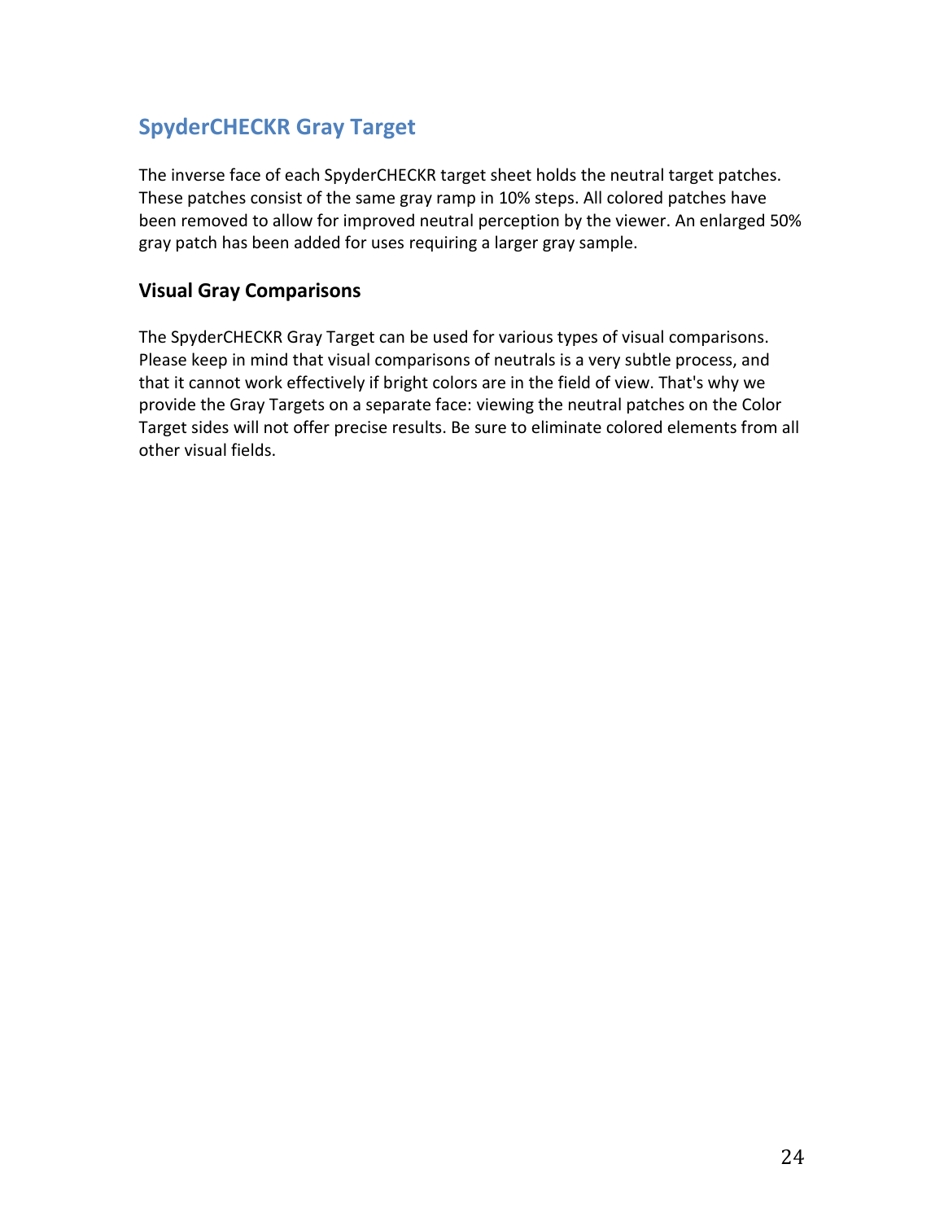## SpyderCHECKR Gray Target

The inverse face of each SpyderCHECKR target sheet holds the neutral target patches. These patches consist of the same gray ramp in 10% steps. All colored patches have been removed to allow for improved neutral perception by the viewer. An enlarged 50% gray patch has been added for uses requiring a larger gray sample.

### Visual Gray Comparisons

The SpyderCHECKR Gray Target can be used for various types of visual comparisons. Please keep in mind that visual comparisons of neutrals is a very subtle process, and that it cannot work effectively if bright colors are in the field of view. That's why we provide the Gray Targets on a separate face: viewing the neutral patches on the Color Target sides will not offer precise results. Be sure to eliminate colored elements from all other visual fields.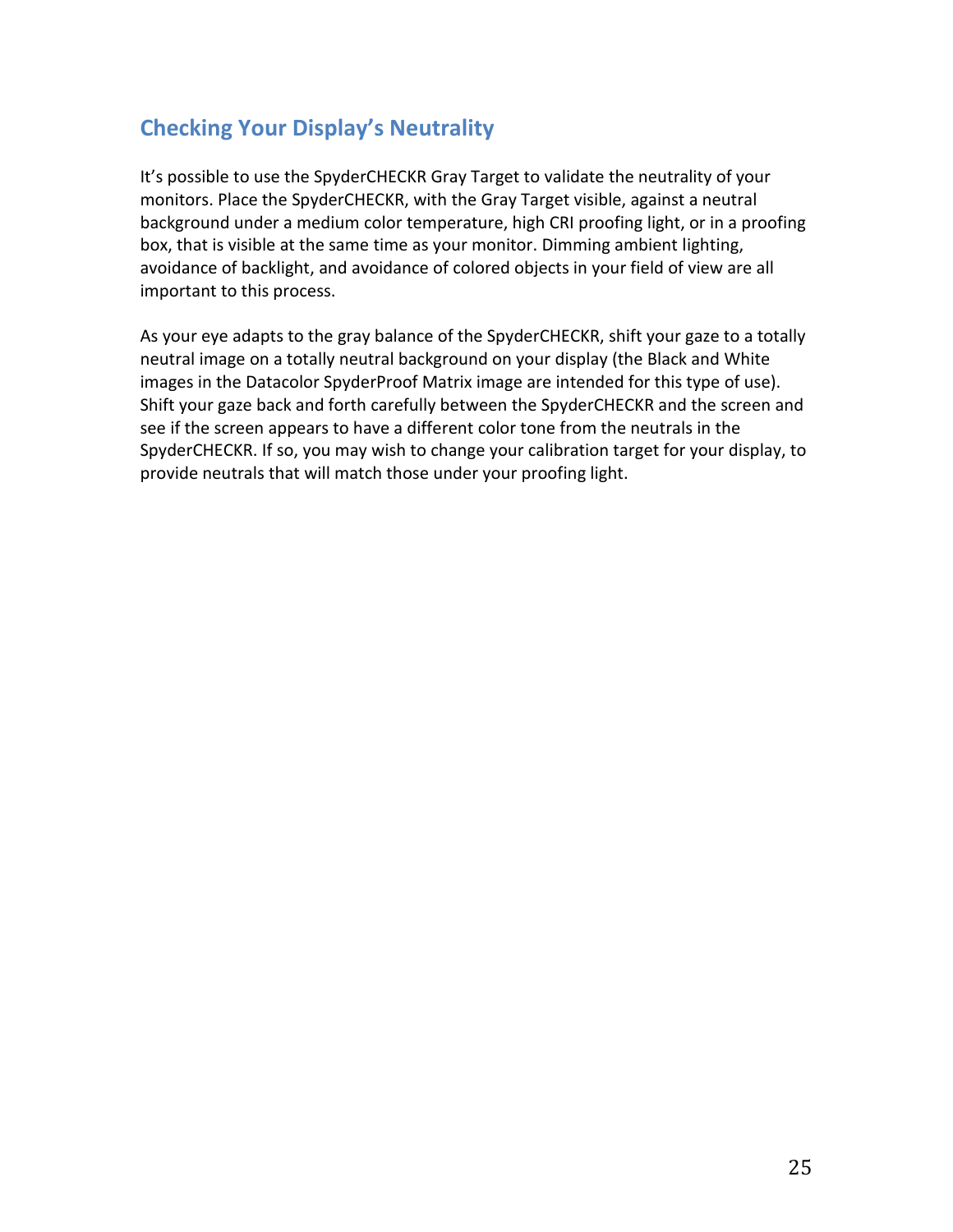## Checking Your Display's Neutrality

It's possible to use the SpyderCHECKR Gray Target to validate the neutrality of your monitors. Place the SpyderCHECKR, with the Gray Target visible, against a neutral background under a medium color temperature, high CRI proofing light, or in a proofing box, that is visible at the same time as your monitor. Dimming ambient lighting, avoidance of backlight, and avoidance of colored objects in your field of view are all important to this process.

As your eye adapts to the gray balance of the SpyderCHECKR, shift your gaze to a totally neutral image on a totally neutral background on your display (the Black and White images in the Datacolor SpyderProof Matrix image are intended for this type of use). Shift your gaze back and forth carefully between the SpyderCHECKR and the screen and see if the screen appears to have a different color tone from the neutrals in the SpyderCHECKR. If so, you may wish to change your calibration target for your display, to provide neutrals that will match those under your proofing light.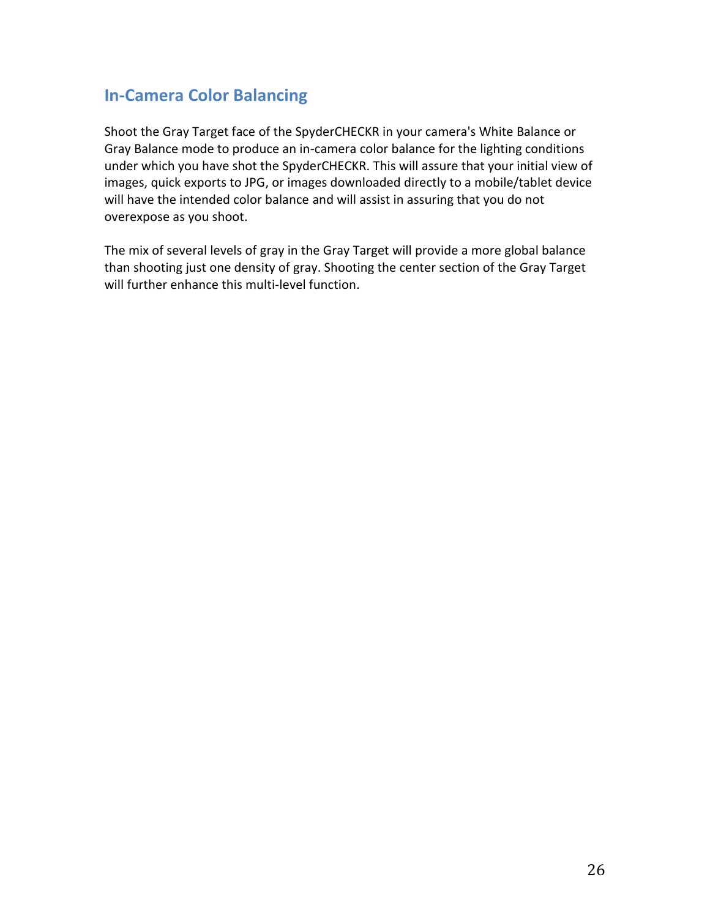## In-Camera Color Balancing

Shoot the Gray Target face of the SpyderCHECKR in your camera's White Balance or Gray Balance mode to produce an in-camera color balance for the lighting conditions under which you have shot the SpyderCHECKR. This will assure that your initial view of images, quick exports to JPG, or images downloaded directly to a mobile/tablet device will have the intended color balance and will assist in assuring that you do not overexpose as you shoot.

The mix of several levels of gray in the Gray Target will provide a more global balance than shooting just one density of gray. Shooting the center section of the Gray Target will further enhance this multi-level function.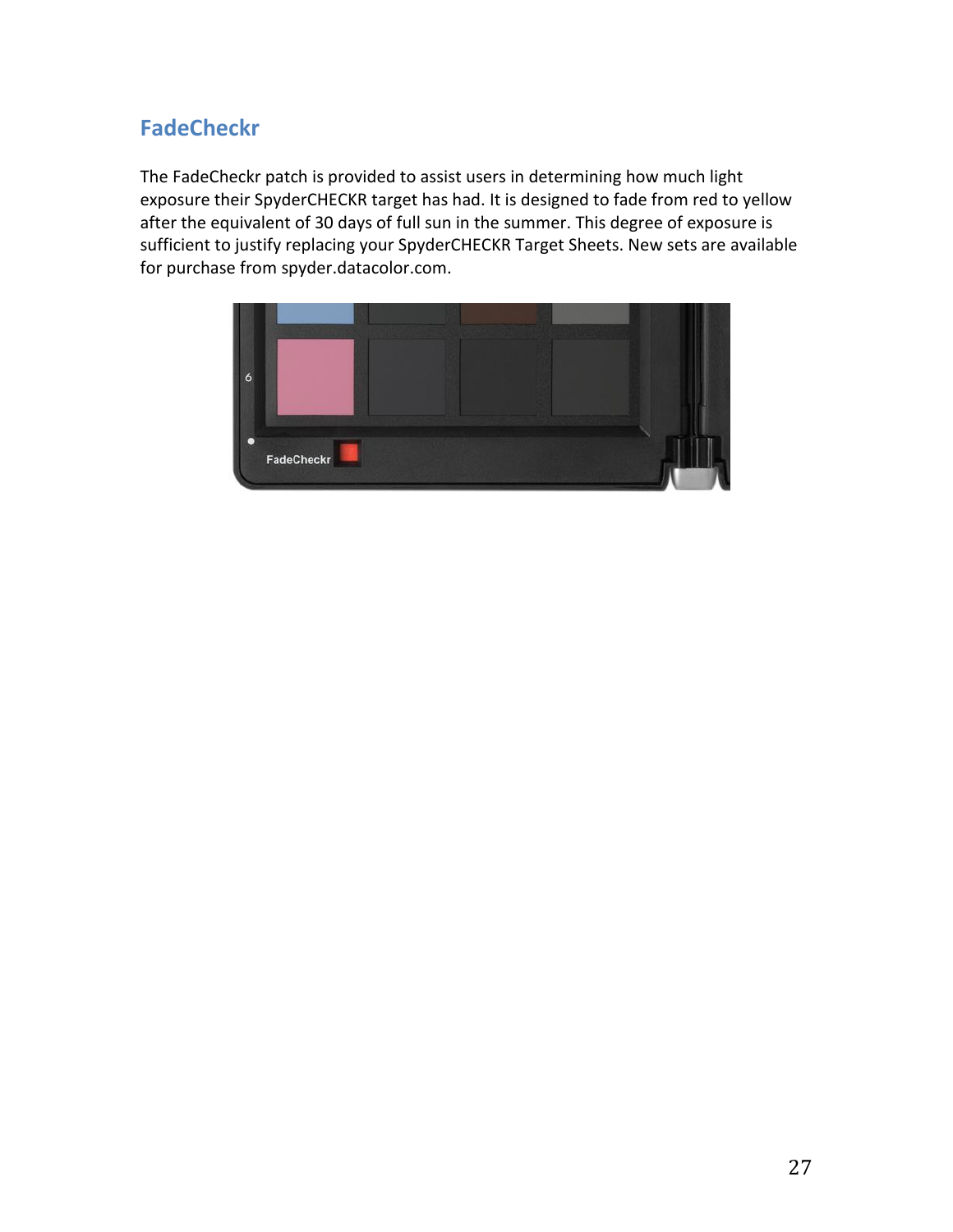## FadeCheckr

The FadeCheckr patch is provided to assist users in determining how much light exposure their SpyderCHECKR target has had. It is designed to fade from red to yellow after the equivalent of 30 days of full sun in the summer. This degree of exposure is sufficient to justify replacing your SpyderCHECKR Target Sheets. New sets are available for purchase from spyder.datacolor.com.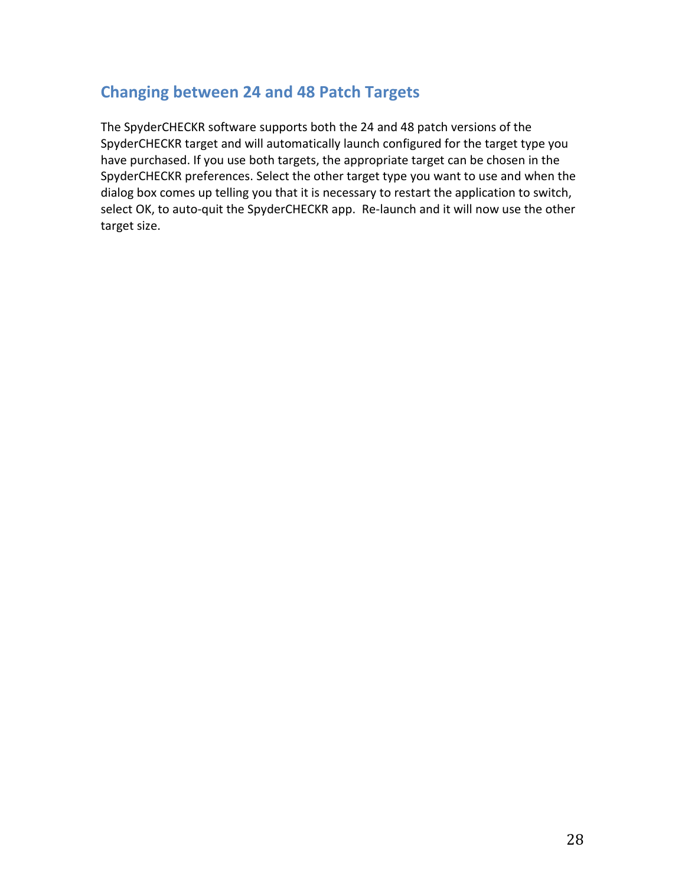## Changing between 24 and 48 Patch Targets

The SpyderCHECKR software supports both the 24 and 48 patch versions of the SpyderCHECKR target and will automatically launch configured for the target type you have purchased. If you use both targets, the appropriate target can be chosen in the SpyderCHECKR preferences. Select the other target type you want to use and when the dialog box comes up telling you that it is necessary to restart the application to switch, select OK, to auto-quit the SpyderCHECKR app. Re-launch and it will now use the other target size.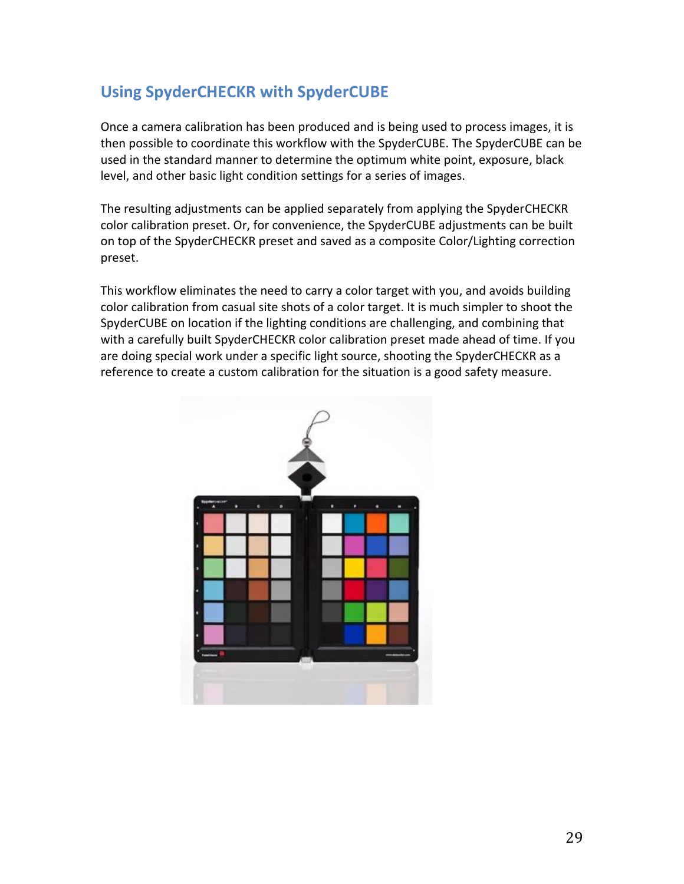## Using SpyderCHECKR with SpyderCUBE

Once a camera calibration has been produced and is being used to process images, it is then possible to coordinate this workflow with the SpyderCUBE. The SpyderCUBE can be used in the standard manner to determine the optimum white point, exposure, black level, and other basic light condition settings for a series of images.

The resulting adjustments can be applied separately from applying the SpyderCHECKR color calibration preset. Or, for convenience, the SpyderCUBE adjustments can be built on top of the SpyderCHECKR preset and saved as a composite Color/Lighting correction preset.

This workflow eliminates the need to carry a color target with you, and avoids building color calibration from casual site shots of a color target. It is much simpler to shoot the SpyderCUBE on location if the lighting conditions are challenging, and combining that with a carefully built SpyderCHECKR color calibration preset made ahead of time. If you are doing special work under a specific light source, shooting the SpyderCHECKR as a reference to create a custom calibration for the situation is a good safety measure.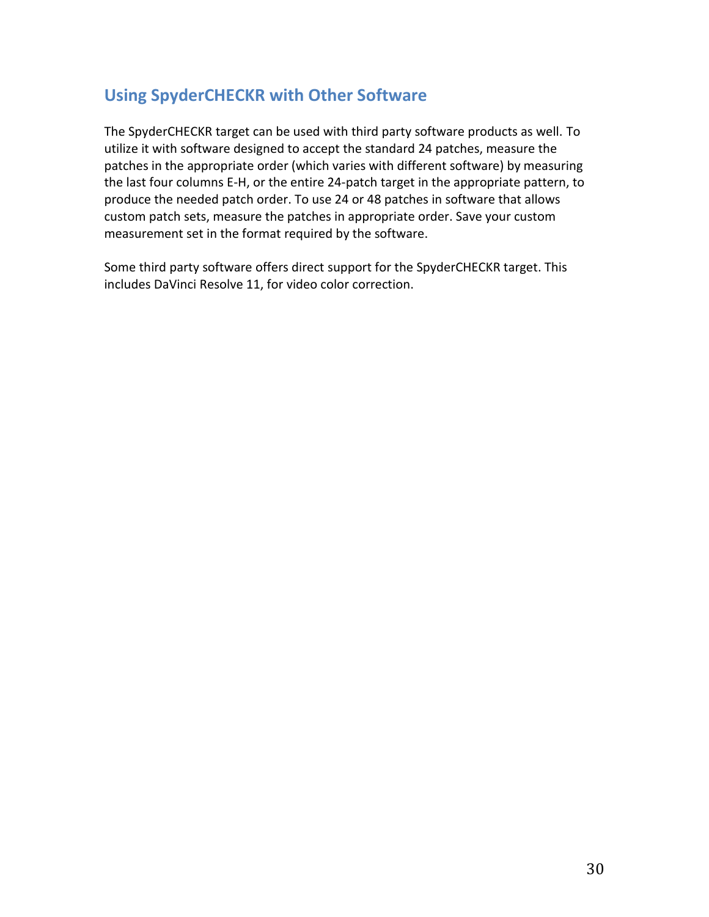## Using SpyderCHECKR with Other Software

The SpyderCHECKR target can be used with third party software products as well. To utilize it with software designed to accept the standard 24 patches, measure the patches in the appropriate order (which varies with different software) by measuring the last four columns E-H, or the entire 24-patch target in the appropriate pattern, to produce the needed patch order. To use 24 or 48 patches in software that allows custom patch sets, measure the patches in appropriate order. Save your custom measurement set in the format required by the software.

Some third party software offers direct support for the SpyderCHECKR target. This includes DaVinci Resolve 11, for video color correction.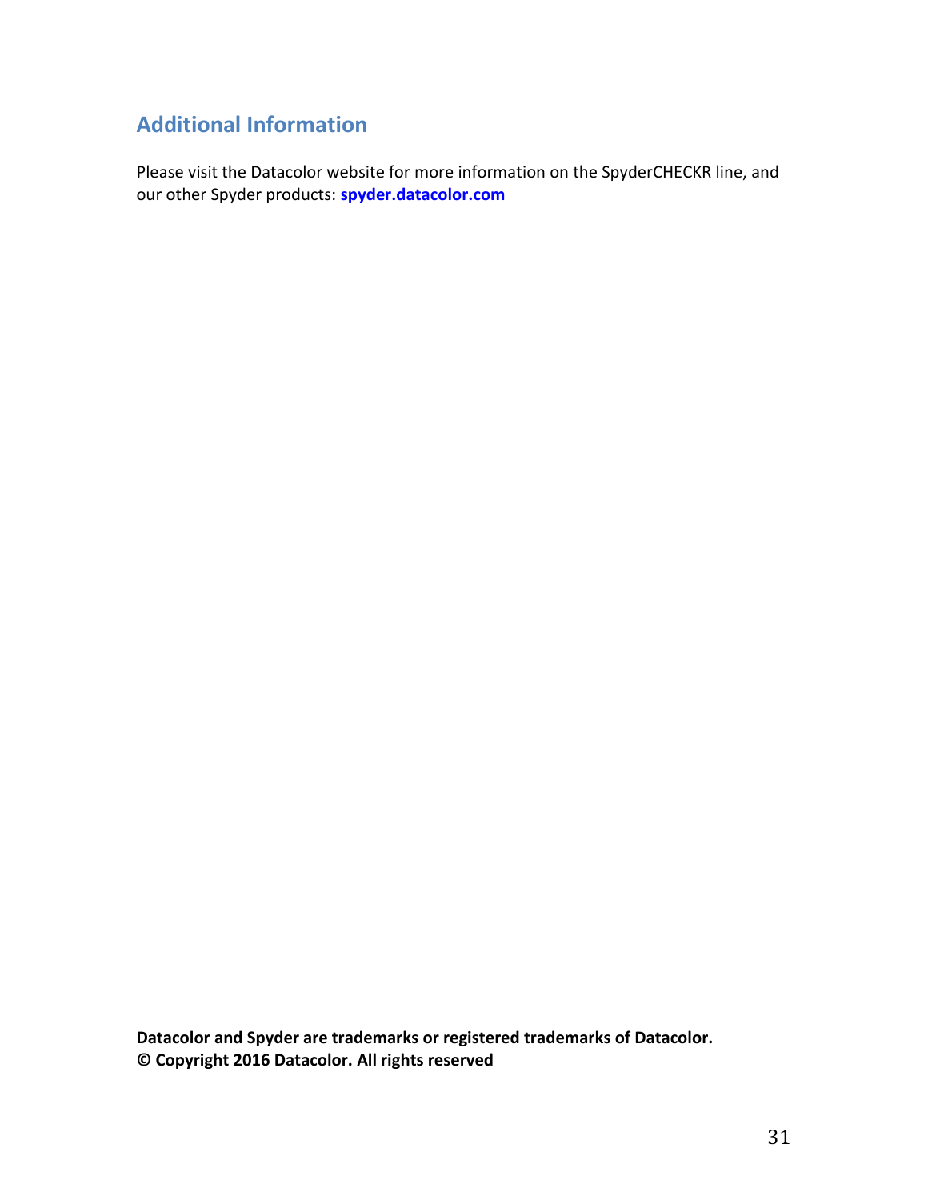## Additional Information

Please visit the Datacolor website for more information on the SpyderCHECKR line, and our other Spyder products: **spyder.datacolor.com**

**Datacolor and Spyder are trademarks or registered trademarks of Datacolor.**
**© Copyright 2016 Datacolor. All rights reserved**